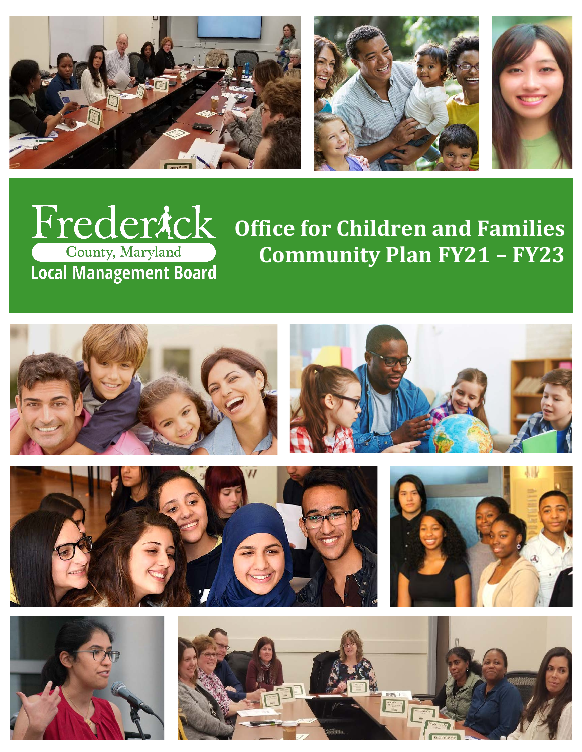Frederick County, Maryland
Local Management Board

# Office for Children and Families Community Plan FY21 – FY23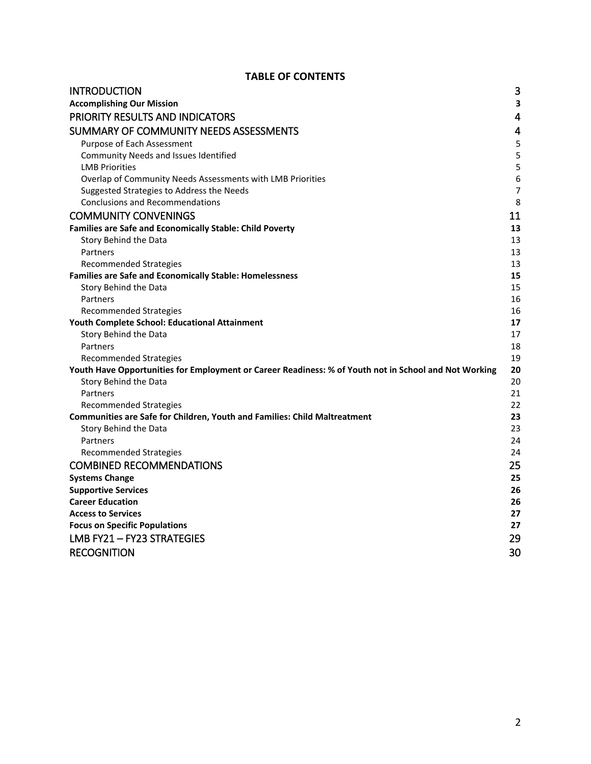**TABLE OF CONTENTS**

| | |
|---|---|
| INTRODUCTION | 3 |
| **Accomplishing Our Mission** | **3** |
| PRIORITY RESULTS AND INDICATORS | 4 |
| SUMMARY OF COMMUNITY NEEDS ASSESSMENTS | 4 |
| Purpose of Each Assessment | 5 |
| Community Needs and Issues Identified | 5 |
| LMB Priorities | 5 |
| Overlap of Community Needs Assessments with LMB Priorities | 6 |
| Suggested Strategies to Address the Needs | 7 |
| Conclusions and Recommendations | 8 |
| COMMUNITY CONVENINGS | 11 |
| **Families are Safe and Economically Stable: Child Poverty** | **13** |
| Story Behind the Data | 13 |
| Partners | 13 |
| Recommended Strategies | 13 |
| **Families are Safe and Economically Stable: Homelessness** | **15** |
| Story Behind the Data | 15 |
| Partners | 16 |
| Recommended Strategies | 16 |
| **Youth Complete School: Educational Attainment** | **17** |
| Story Behind the Data | 17 |
| Partners | 18 |
| Recommended Strategies | 19 |
| **Youth Have Opportunities for Employment or Career Readiness: % of Youth not in School and Not Working** | **20** |
| Story Behind the Data | 20 |
| Partners | 21 |
| Recommended Strategies | 22 |
| **Communities are Safe for Children, Youth and Families: Child Maltreatment** | **23** |
| Story Behind the Data | 23 |
| Partners | 24 |
| Recommended Strategies | 24 |
| COMBINED RECOMMENDATIONS | 25 |
| **Systems Change** | **25** |
| **Supportive Services** | **26** |
| **Career Education** | **26** |
| **Access to Services** | **27** |
| **Focus on Specific Populations** | **27** |
| LMB FY21 – FY23 STRATEGIES | 29 |
| RECOGNITION | 30 |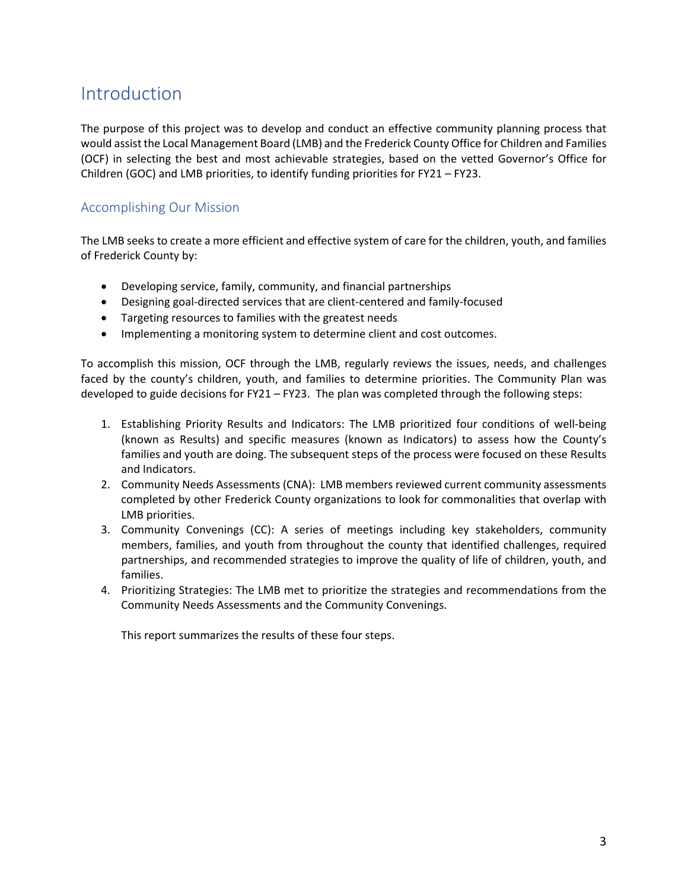# Introduction

The purpose of this project was to develop and conduct an effective community planning process that would assist the Local Management Board (LMB) and the Frederick County Office for Children and Families (OCF) in selecting the best and most achievable strategies, based on the vetted Governor's Office for Children (GOC) and LMB priorities, to identify funding priorities for FY21 – FY23.

## Accomplishing Our Mission

The LMB seeks to create a more efficient and effective system of care for the children, youth, and families of Frederick County by:

- Developing service, family, community, and financial partnerships
- Designing goal-directed services that are client-centered and family-focused
- Targeting resources to families with the greatest needs
- Implementing a monitoring system to determine client and cost outcomes.

To accomplish this mission, OCF through the LMB, regularly reviews the issues, needs, and challenges faced by the county's children, youth, and families to determine priorities. The Community Plan was developed to guide decisions for FY21 – FY23. The plan was completed through the following steps:

1. Establishing Priority Results and Indicators: The LMB prioritized four conditions of well-being (known as Results) and specific measures (known as Indicators) to assess how the County's families and youth are doing. The subsequent steps of the process were focused on these Results and Indicators.
2. Community Needs Assessments (CNA): LMB members reviewed current community assessments completed by other Frederick County organizations to look for commonalities that overlap with LMB priorities.
3. Community Convenings (CC): A series of meetings including key stakeholders, community members, families, and youth from throughout the county that identified challenges, required partnerships, and recommended strategies to improve the quality of life of children, youth, and families.
4. Prioritizing Strategies: The LMB met to prioritize the strategies and recommendations from the Community Needs Assessments and the Community Convenings.

   This report summarizes the results of these four steps.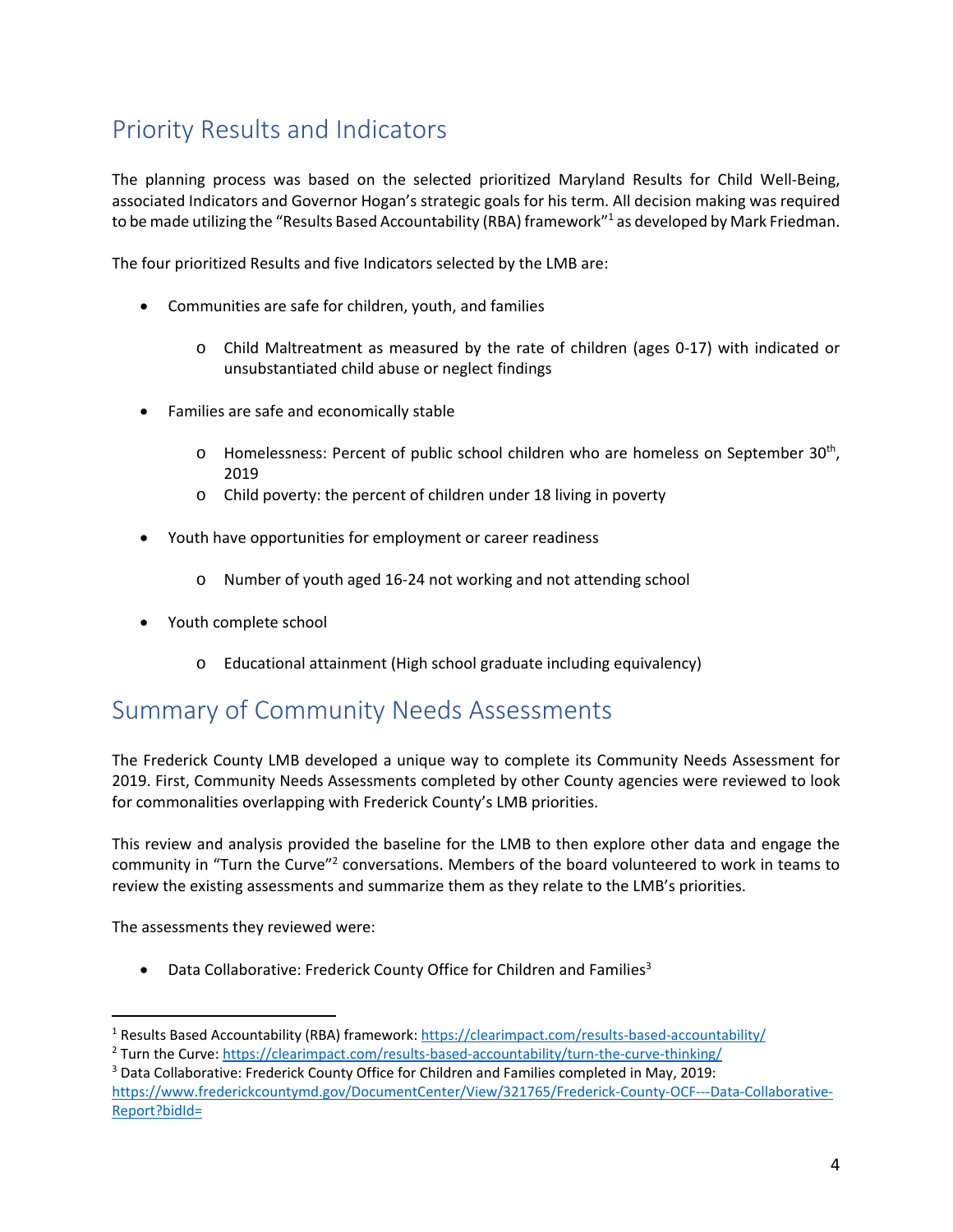## Priority Results and Indicators

The planning process was based on the selected prioritized Maryland Results for Child Well-Being, associated Indicators and Governor Hogan's strategic goals for his term. All decision making was required to be made utilizing the "Results Based Accountability (RBA) framework"[1] as developed by Mark Friedman.

The four prioritized Results and five Indicators selected by the LMB are:

- Communities are safe for children, youth, and families
  - Child Maltreatment as measured by the rate of children (ages 0-17) with indicated or unsubstantiated child abuse or neglect findings
- Families are safe and economically stable
  - Homelessness: Percent of public school children who are homeless on September 30th, 2019
  - Child poverty: the percent of children under 18 living in poverty
- Youth have opportunities for employment or career readiness
  - Number of youth aged 16-24 not working and not attending school
- Youth complete school
  - Educational attainment (High school graduate including equivalency)

## Summary of Community Needs Assessments

The Frederick County LMB developed a unique way to complete its Community Needs Assessment for 2019. First, Community Needs Assessments completed by other County agencies were reviewed to look for commonalities overlapping with Frederick County's LMB priorities.

This review and analysis provided the baseline for the LMB to then explore other data and engage the community in "Turn the Curve"[2] conversations. Members of the board volunteered to work in teams to review the existing assessments and summarize them as they relate to the LMB's priorities.

The assessments they reviewed were:

- Data Collaborative: Frederick County Office for Children and Families[3]

---

[1] Results Based Accountability (RBA) framework: https://clearimpact.com/results-based-accountability/

[2] Turn the Curve: https://clearimpact.com/results-based-accountability/turn-the-curve-thinking/

[3] Data Collaborative: Frederick County Office for Children and Families completed in May, 2019: https://www.frederickcountymd.gov/DocumentCenter/View/321765/Frederick-County-OCF---Data-Collaborative-Report?bidId=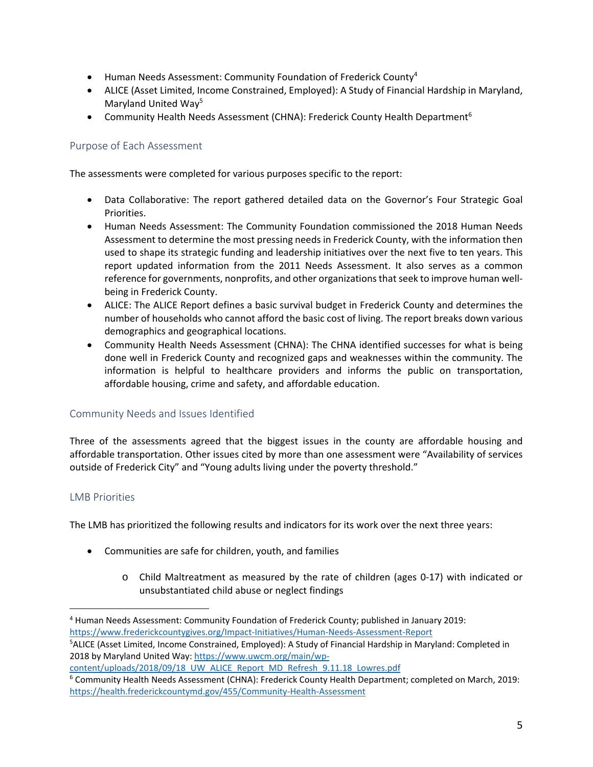- Human Needs Assessment: Community Foundation of Frederick County[4]
- ALICE (Asset Limited, Income Constrained, Employed): A Study of Financial Hardship in Maryland, Maryland United Way[5]
- Community Health Needs Assessment (CHNA): Frederick County Health Department[6]

### Purpose of Each Assessment

The assessments were completed for various purposes specific to the report:

- Data Collaborative: The report gathered detailed data on the Governor's Four Strategic Goal Priorities.
- Human Needs Assessment: The Community Foundation commissioned the 2018 Human Needs Assessment to determine the most pressing needs in Frederick County, with the information then used to shape its strategic funding and leadership initiatives over the next five to ten years. This report updated information from the 2011 Needs Assessment. It also serves as a common reference for governments, nonprofits, and other organizations that seek to improve human well-being in Frederick County.
- ALICE: The ALICE Report defines a basic survival budget in Frederick County and determines the number of households who cannot afford the basic cost of living. The report breaks down various demographics and geographical locations.
- Community Health Needs Assessment (CHNA): The CHNA identified successes for what is being done well in Frederick County and recognized gaps and weaknesses within the community. The information is helpful to healthcare providers and informs the public on transportation, affordable housing, crime and safety, and affordable education.

### Community Needs and Issues Identified

Three of the assessments agreed that the biggest issues in the county are affordable housing and affordable transportation. Other issues cited by more than one assessment were "Availability of services outside of Frederick City" and "Young adults living under the poverty threshold."

### LMB Priorities

The LMB has prioritized the following results and indicators for its work over the next three years:

- Communities are safe for children, youth, and families
  - Child Maltreatment as measured by the rate of children (ages 0-17) with indicated or unsubstantiated child abuse or neglect findings

---

[4] Human Needs Assessment: Community Foundation of Frederick County; published in January 2019: https://www.frederickcountygives.org/Impact-Initiatives/Human-Needs-Assessment-Report

[5] ALICE (Asset Limited, Income Constrained, Employed): A Study of Financial Hardship in Maryland: Completed in 2018 by Maryland United Way: https://www.uwcm.org/main/wp-content/uploads/2018/09/18_UW_ALICE_Report_MD_Refresh_9.11.18_Lowres.pdf

[6] Community Health Needs Assessment (CHNA): Frederick County Health Department; completed on March, 2019: https://health.frederickcountymd.gov/455/Community-Health-Assessment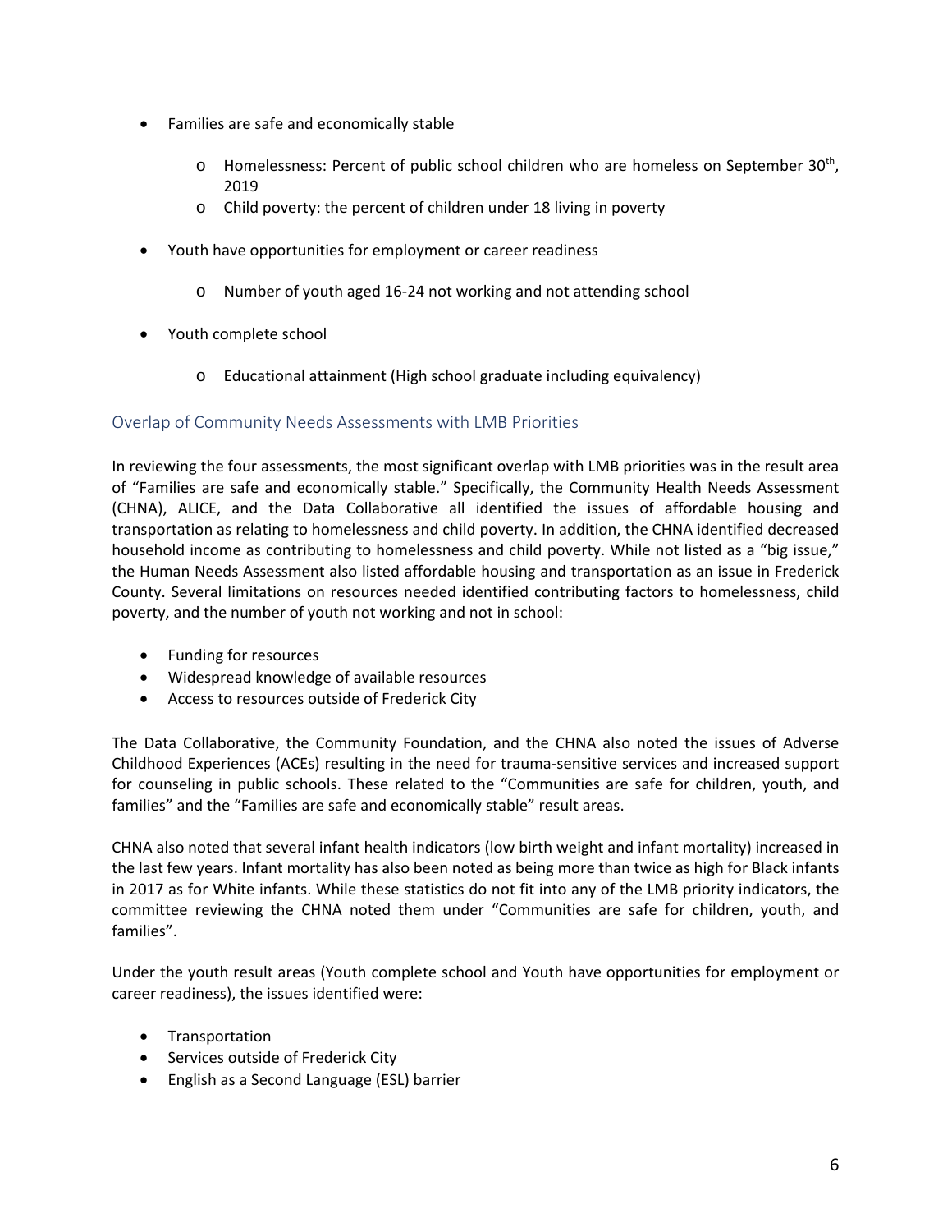- Families are safe and economically stable
  - Homelessness: Percent of public school children who are homeless on September 30th, 2019
  - Child poverty: the percent of children under 18 living in poverty
- Youth have opportunities for employment or career readiness
  - Number of youth aged 16-24 not working and not attending school
- Youth complete school
  - Educational attainment (High school graduate including equivalency)

## Overlap of Community Needs Assessments with LMB Priorities

In reviewing the four assessments, the most significant overlap with LMB priorities was in the result area of "Families are safe and economically stable." Specifically, the Community Health Needs Assessment (CHNA), ALICE, and the Data Collaborative all identified the issues of affordable housing and transportation as relating to homelessness and child poverty. In addition, the CHNA identified decreased household income as contributing to homelessness and child poverty. While not listed as a "big issue," the Human Needs Assessment also listed affordable housing and transportation as an issue in Frederick County. Several limitations on resources needed identified contributing factors to homelessness, child poverty, and the number of youth not working and not in school:

- Funding for resources
- Widespread knowledge of available resources
- Access to resources outside of Frederick City

The Data Collaborative, the Community Foundation, and the CHNA also noted the issues of Adverse Childhood Experiences (ACEs) resulting in the need for trauma-sensitive services and increased support for counseling in public schools. These related to the "Communities are safe for children, youth, and families" and the "Families are safe and economically stable" result areas.

CHNA also noted that several infant health indicators (low birth weight and infant mortality) increased in the last few years. Infant mortality has also been noted as being more than twice as high for Black infants in 2017 as for White infants. While these statistics do not fit into any of the LMB priority indicators, the committee reviewing the CHNA noted them under "Communities are safe for children, youth, and families".

Under the youth result areas (Youth complete school and Youth have opportunities for employment or career readiness), the issues identified were:

- Transportation
- Services outside of Frederick City
- English as a Second Language (ESL) barrier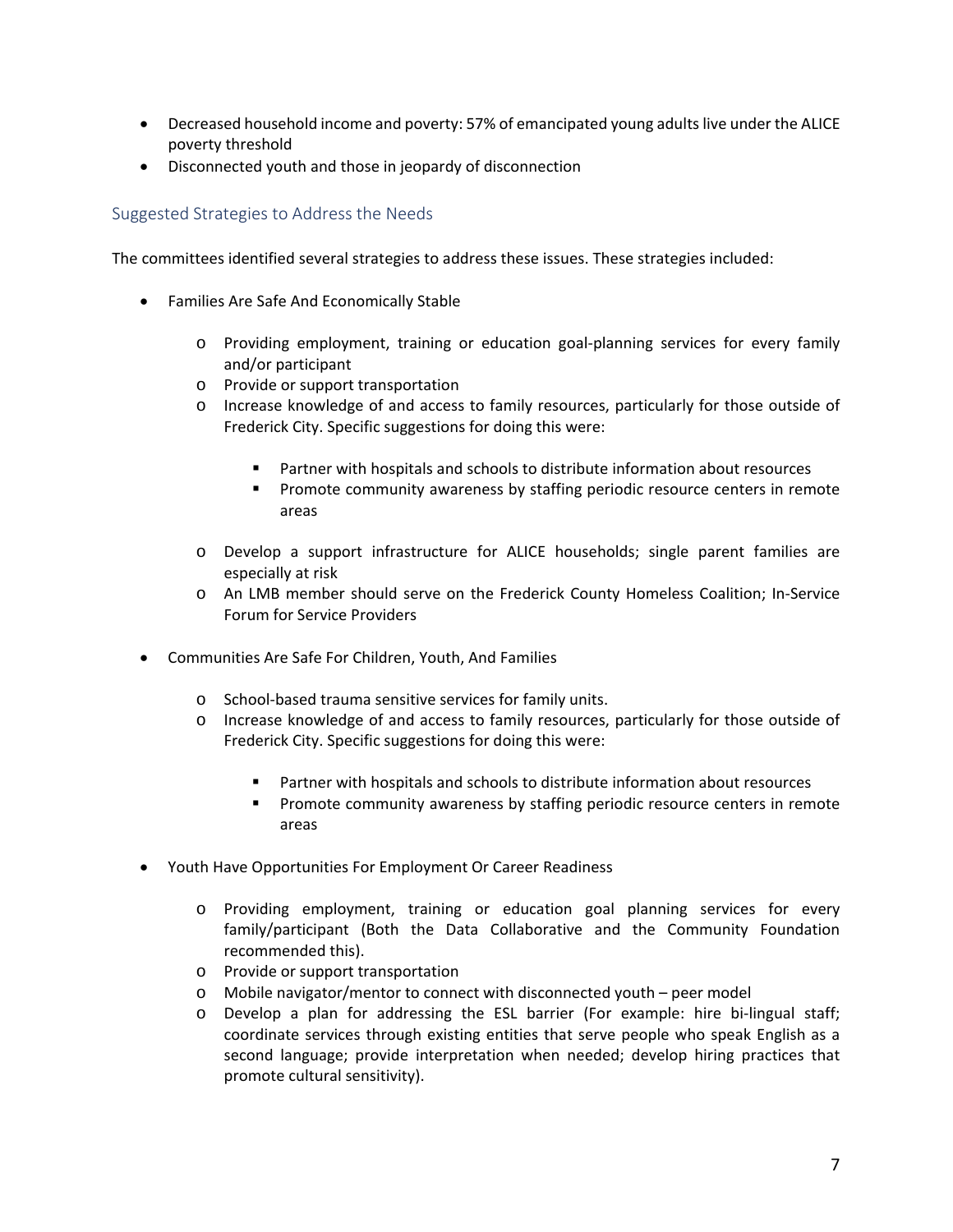- Decreased household income and poverty: 57% of emancipated young adults live under the ALICE poverty threshold
- Disconnected youth and those in jeopardy of disconnection

### Suggested Strategies to Address the Needs

The committees identified several strategies to address these issues. These strategies included:

- Families Are Safe And Economically Stable
  - Providing employment, training or education goal-planning services for every family and/or participant
  - Provide or support transportation
  - Increase knowledge of and access to family resources, particularly for those outside of Frederick City. Specific suggestions for doing this were:
    - Partner with hospitals and schools to distribute information about resources
    - Promote community awareness by staffing periodic resource centers in remote areas
  - Develop a support infrastructure for ALICE households; single parent families are especially at risk
  - An LMB member should serve on the Frederick County Homeless Coalition; In-Service Forum for Service Providers
- Communities Are Safe For Children, Youth, And Families
  - School-based trauma sensitive services for family units.
  - Increase knowledge of and access to family resources, particularly for those outside of Frederick City. Specific suggestions for doing this were:
    - Partner with hospitals and schools to distribute information about resources
    - Promote community awareness by staffing periodic resource centers in remote areas
- Youth Have Opportunities For Employment Or Career Readiness
  - Providing employment, training or education goal planning services for every family/participant (Both the Data Collaborative and the Community Foundation recommended this).
  - Provide or support transportation
  - Mobile navigator/mentor to connect with disconnected youth – peer model
  - Develop a plan for addressing the ESL barrier (For example: hire bi-lingual staff; coordinate services through existing entities that serve people who speak English as a second language; provide interpretation when needed; develop hiring practices that promote cultural sensitivity).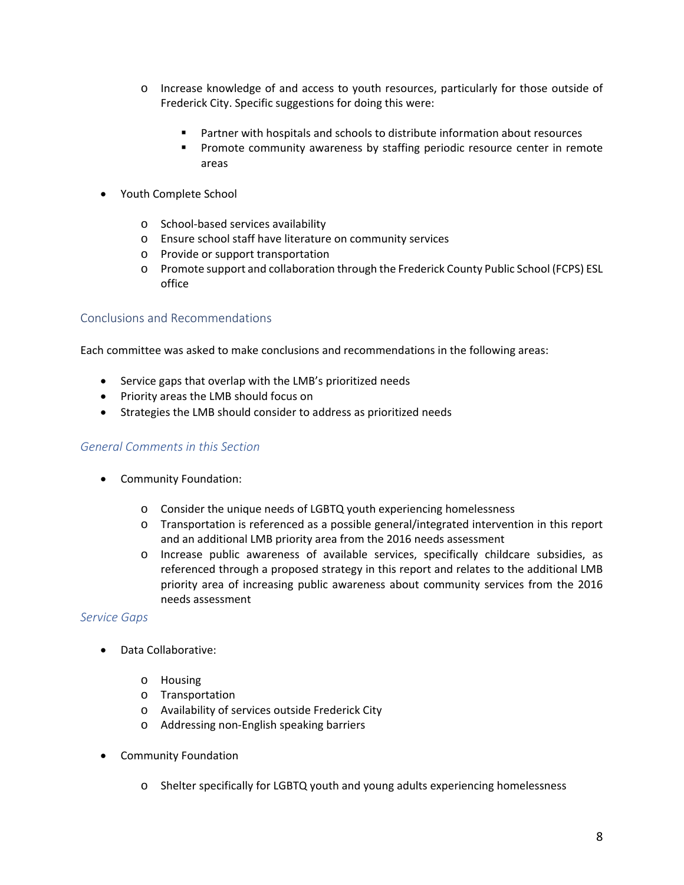- Increase knowledge of and access to youth resources, particularly for those outside of Frederick City. Specific suggestions for doing this were:
    - Partner with hospitals and schools to distribute information about resources
    - Promote community awareness by staffing periodic resource center in remote areas

- Youth Complete School
  - School-based services availability
  - Ensure school staff have literature on community services
  - Provide or support transportation
  - Promote support and collaboration through the Frederick County Public School (FCPS) ESL office

## Conclusions and Recommendations

Each committee was asked to make conclusions and recommendations in the following areas:

- Service gaps that overlap with the LMB's prioritized needs
- Priority areas the LMB should focus on
- Strategies the LMB should consider to address as prioritized needs

### *General Comments in this Section*

- Community Foundation:
  - Consider the unique needs of LGBTQ youth experiencing homelessness
  - Transportation is referenced as a possible general/integrated intervention in this report and an additional LMB priority area from the 2016 needs assessment
  - Increase public awareness of available services, specifically childcare subsidies, as referenced through a proposed strategy in this report and relates to the additional LMB priority area of increasing public awareness about community services from the 2016 needs assessment

### *Service Gaps*

- Data Collaborative:
  - Housing
  - Transportation
  - Availability of services outside Frederick City
  - Addressing non-English speaking barriers

- Community Foundation
  - Shelter specifically for LGBTQ youth and young adults experiencing homelessness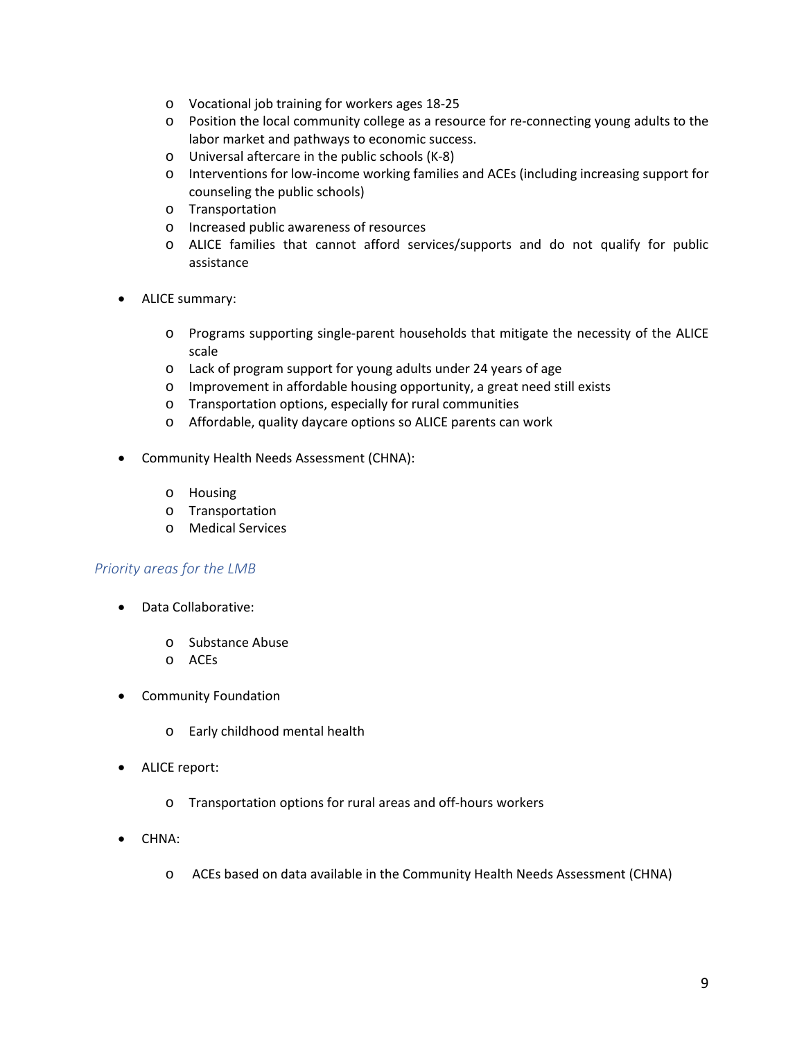- Vocational job training for workers ages 18-25
  - Position the local community college as a resource for re-connecting young adults to the labor market and pathways to economic success.
  - Universal aftercare in the public schools (K-8)
  - Interventions for low-income working families and ACEs (including increasing support for counseling the public schools)
  - Transportation
  - Increased public awareness of resources
  - ALICE families that cannot afford services/supports and do not qualify for public assistance

- ALICE summary:

  - Programs supporting single-parent households that mitigate the necessity of the ALICE scale
  - Lack of program support for young adults under 24 years of age
  - Improvement in affordable housing opportunity, a great need still exists
  - Transportation options, especially for rural communities
  - Affordable, quality daycare options so ALICE parents can work

- Community Health Needs Assessment (CHNA):

  - Housing
  - Transportation
  - Medical Services

### *Priority areas for the LMB*

- Data Collaborative:

  - Substance Abuse
  - ACEs

- Community Foundation

  - Early childhood mental health

- ALICE report:

  - Transportation options for rural areas and off-hours workers

- CHNA:

  - ACEs based on data available in the Community Health Needs Assessment (CHNA)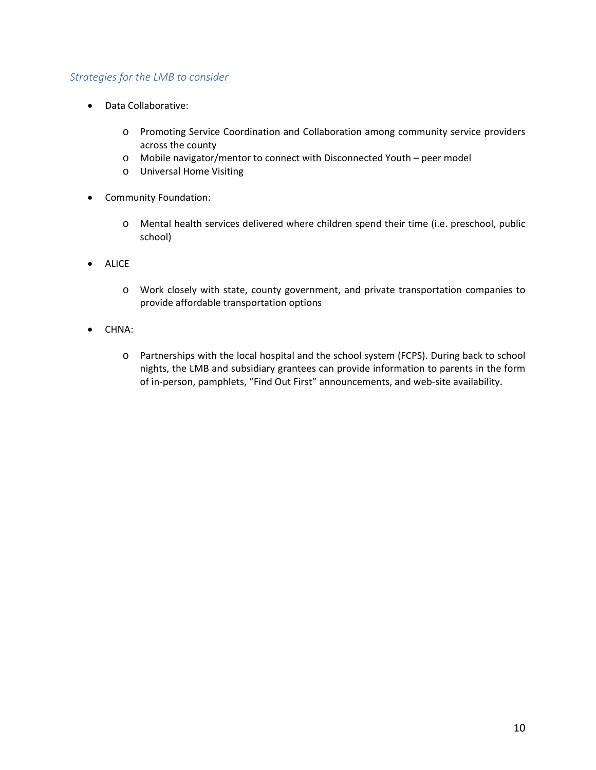### *Strategies for the LMB to consider*

- Data Collaborative:
  - Promoting Service Coordination and Collaboration among community service providers across the county
  - Mobile navigator/mentor to connect with Disconnected Youth – peer model
  - Universal Home Visiting

- Community Foundation:
  - Mental health services delivered where children spend their time (i.e. preschool, public school)

- ALICE
  - Work closely with state, county government, and private transportation companies to provide affordable transportation options

- CHNA:
  - Partnerships with the local hospital and the school system (FCPS). During back to school nights, the LMB and subsidiary grantees can provide information to parents in the form of in-person, pamphlets, "Find Out First" announcements, and web-site availability.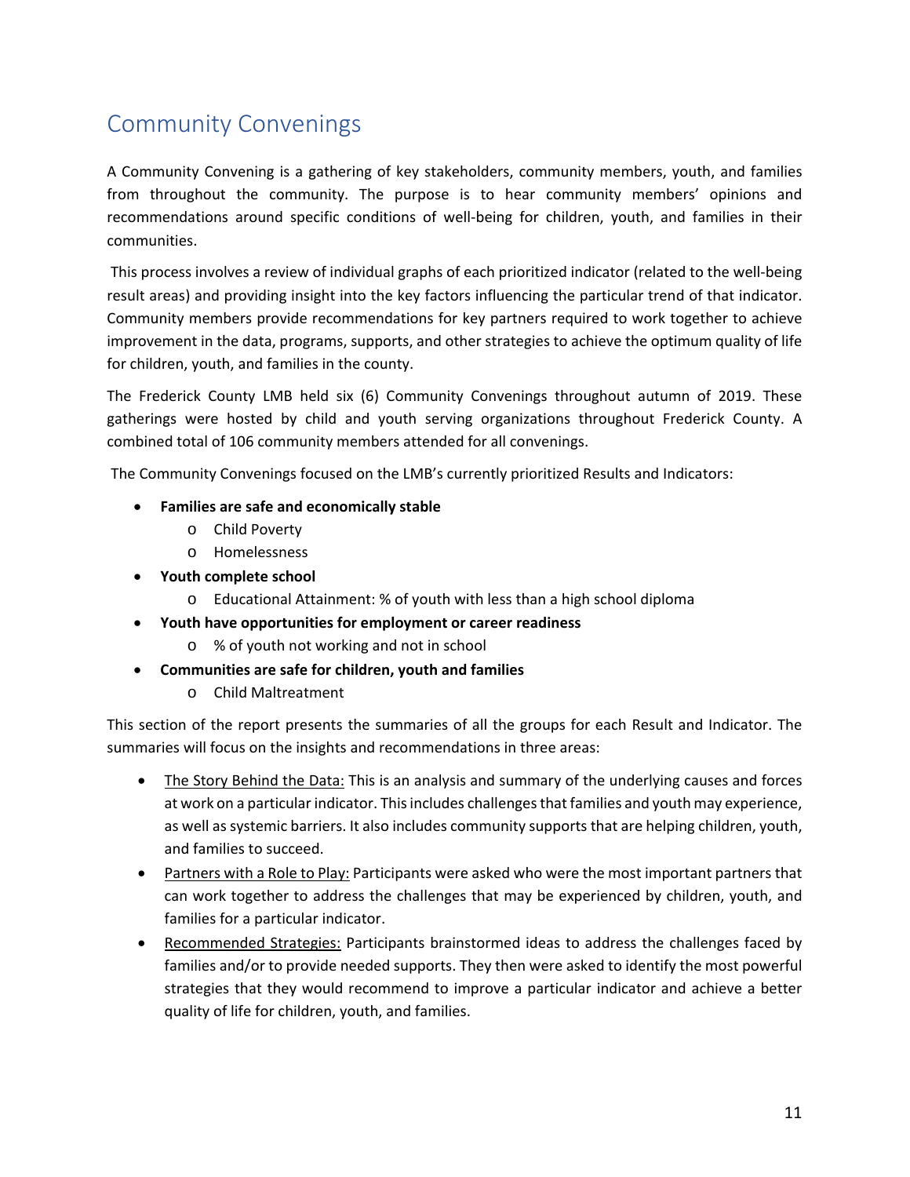# Community Convenings

A Community Convening is a gathering of key stakeholders, community members, youth, and families from throughout the community. The purpose is to hear community members' opinions and recommendations around specific conditions of well-being for children, youth, and families in their communities.

This process involves a review of individual graphs of each prioritized indicator (related to the well-being result areas) and providing insight into the key factors influencing the particular trend of that indicator. Community members provide recommendations for key partners required to work together to achieve improvement in the data, programs, supports, and other strategies to achieve the optimum quality of life for children, youth, and families in the county.

The Frederick County LMB held six (6) Community Convenings throughout autumn of 2019. These gatherings were hosted by child and youth serving organizations throughout Frederick County. A combined total of 106 community members attended for all convenings.

The Community Convenings focused on the LMB's currently prioritized Results and Indicators:

- **Families are safe and economically stable**
  - Child Poverty
  - Homelessness
- **Youth complete school**
  - Educational Attainment: % of youth with less than a high school diploma
- **Youth have opportunities for employment or career readiness**
  - % of youth not working and not in school
- **Communities are safe for children, youth and families**
  - Child Maltreatment

This section of the report presents the summaries of all the groups for each Result and Indicator. The summaries will focus on the insights and recommendations in three areas:

- <u>The Story Behind the Data:</u> This is an analysis and summary of the underlying causes and forces at work on a particular indicator. This includes challenges that families and youth may experience, as well as systemic barriers. It also includes community supports that are helping children, youth, and families to succeed.
- <u>Partners with a Role to Play:</u> Participants were asked who were the most important partners that can work together to address the challenges that may be experienced by children, youth, and families for a particular indicator.
- <u>Recommended Strategies:</u> Participants brainstormed ideas to address the challenges faced by families and/or to provide needed supports. They then were asked to identify the most powerful strategies that they would recommend to improve a particular indicator and achieve a better quality of life for children, youth, and families.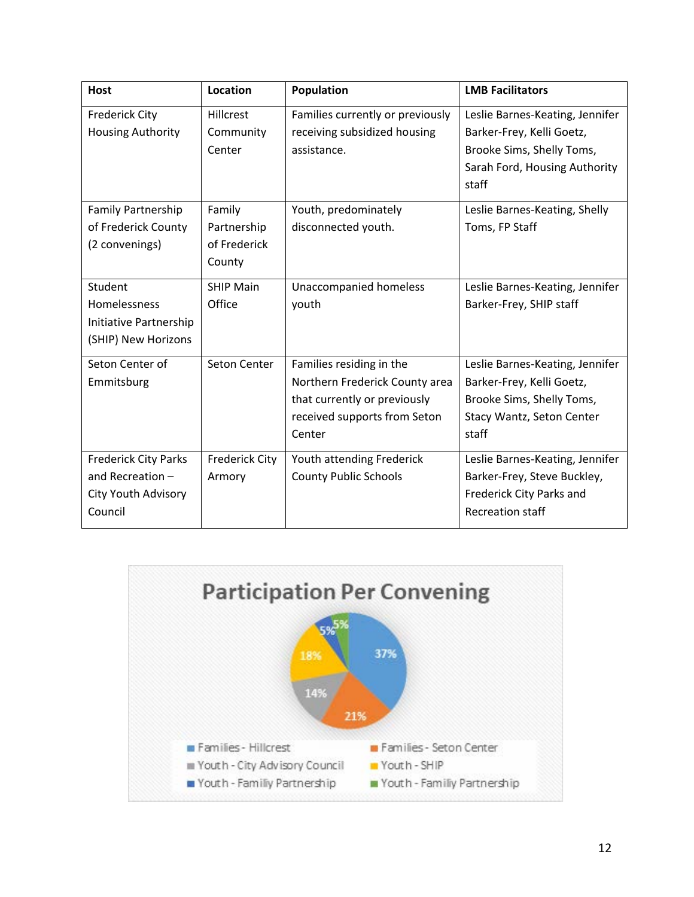| Host | Location | Population | LMB Facilitators |
|---|---|---|---|
| Frederick City Housing Authority | Hillcrest Community Center | Families currently or previously receiving subsidized housing assistance. | Leslie Barnes-Keating, Jennifer Barker-Frey, Kelli Goetz, Brooke Sims, Shelly Toms, Sarah Ford, Housing Authority staff |
| Family Partnership of Frederick County (2 convenings) | Family Partnership of Frederick County | Youth, predominately disconnected youth. | Leslie Barnes-Keating, Shelly Toms, FP Staff |
| Student Homelessness Initiative Partnership (SHIP) New Horizons | SHIP Main Office | Unaccompanied homeless youth | Leslie Barnes-Keating, Jennifer Barker-Frey, SHIP staff |
| Seton Center of Emmitsburg | Seton Center | Families residing in the Northern Frederick County area that currently or previously received supports from Seton Center | Leslie Barnes-Keating, Jennifer Barker-Frey, Kelli Goetz, Brooke Sims, Shelly Toms, Stacy Wantz, Seton Center staff |
| Frederick City Parks and Recreation – City Youth Advisory Council | Frederick City Armory | Youth attending Frederick County Public Schools | Leslie Barnes-Keating, Jennifer Barker-Frey, Steve Buckley, Frederick City Parks and Recreation staff |

**Participation Per Convening**

| Convening | Participation |
|---|---|
| Families - Hillcrest | 37% |
| Families - Seton Center | 21% |
| Youth - City Advisory Council | 14% |
| Youth - SHIP | 18% |
| Youth - Family Partnership | 5% |
| Youth - Family Partnership | 5% |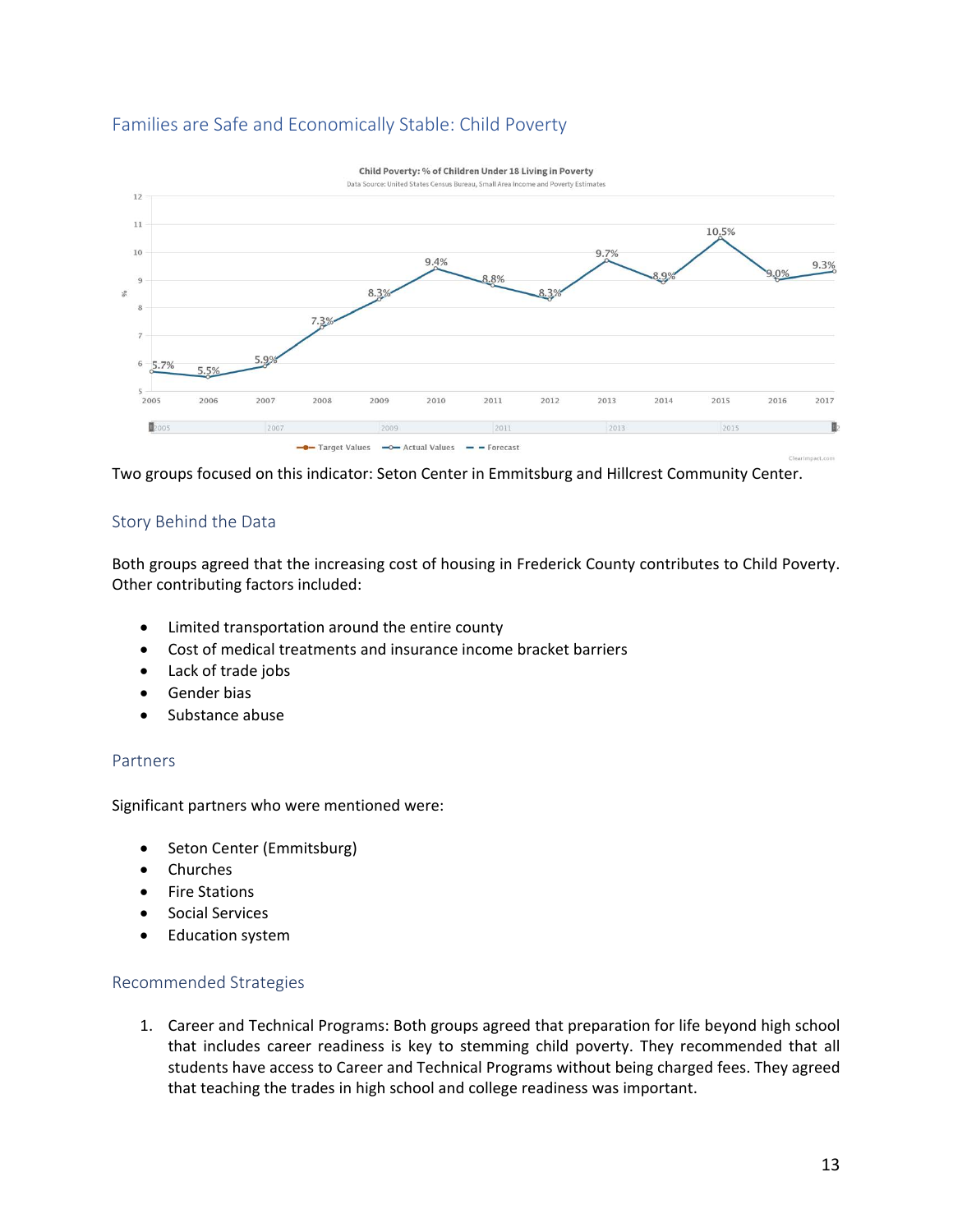## Families are Safe and Economically Stable: Child Poverty

Two groups focused on this indicator: Seton Center in Emmitsburg and Hillcrest Community Center.

### Story Behind the Data

Both groups agreed that the increasing cost of housing in Frederick County contributes to Child Poverty. Other contributing factors included:

- Limited transportation around the entire county
- Cost of medical treatments and insurance income bracket barriers
- Lack of trade jobs
- Gender bias
- Substance abuse

### Partners

Significant partners who were mentioned were:

- Seton Center (Emmitsburg)
- Churches
- Fire Stations
- Social Services
- Education system

### Recommended Strategies

1. Career and Technical Programs: Both groups agreed that preparation for life beyond high school that includes career readiness is key to stemming child poverty. They recommended that all students have access to Career and Technical Programs without being charged fees. They agreed that teaching the trades in high school and college readiness was important.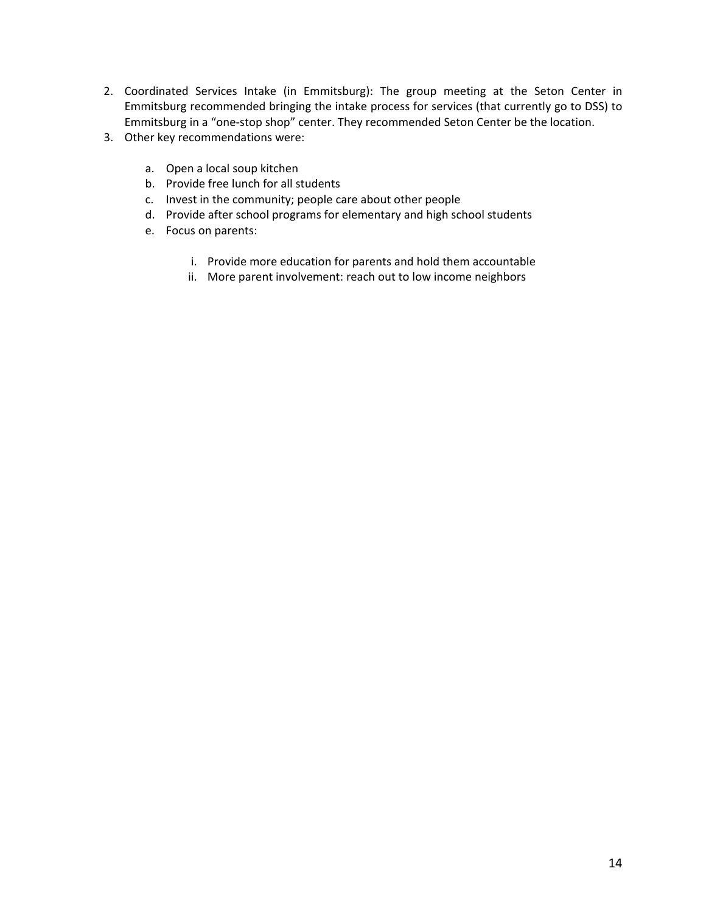2. Coordinated Services Intake (in Emmitsburg): The group meeting at the Seton Center in Emmitsburg recommended bringing the intake process for services (that currently go to DSS) to Emmitsburg in a "one-stop shop" center. They recommended Seton Center be the location.
3. Other key recommendations were:

    a. Open a local soup kitchen
    b. Provide free lunch for all students
    c. Invest in the community; people care about other people
    d. Provide after school programs for elementary and high school students
    e. Focus on parents:

        i. Provide more education for parents and hold them accountable
        ii. More parent involvement: reach out to low income neighbors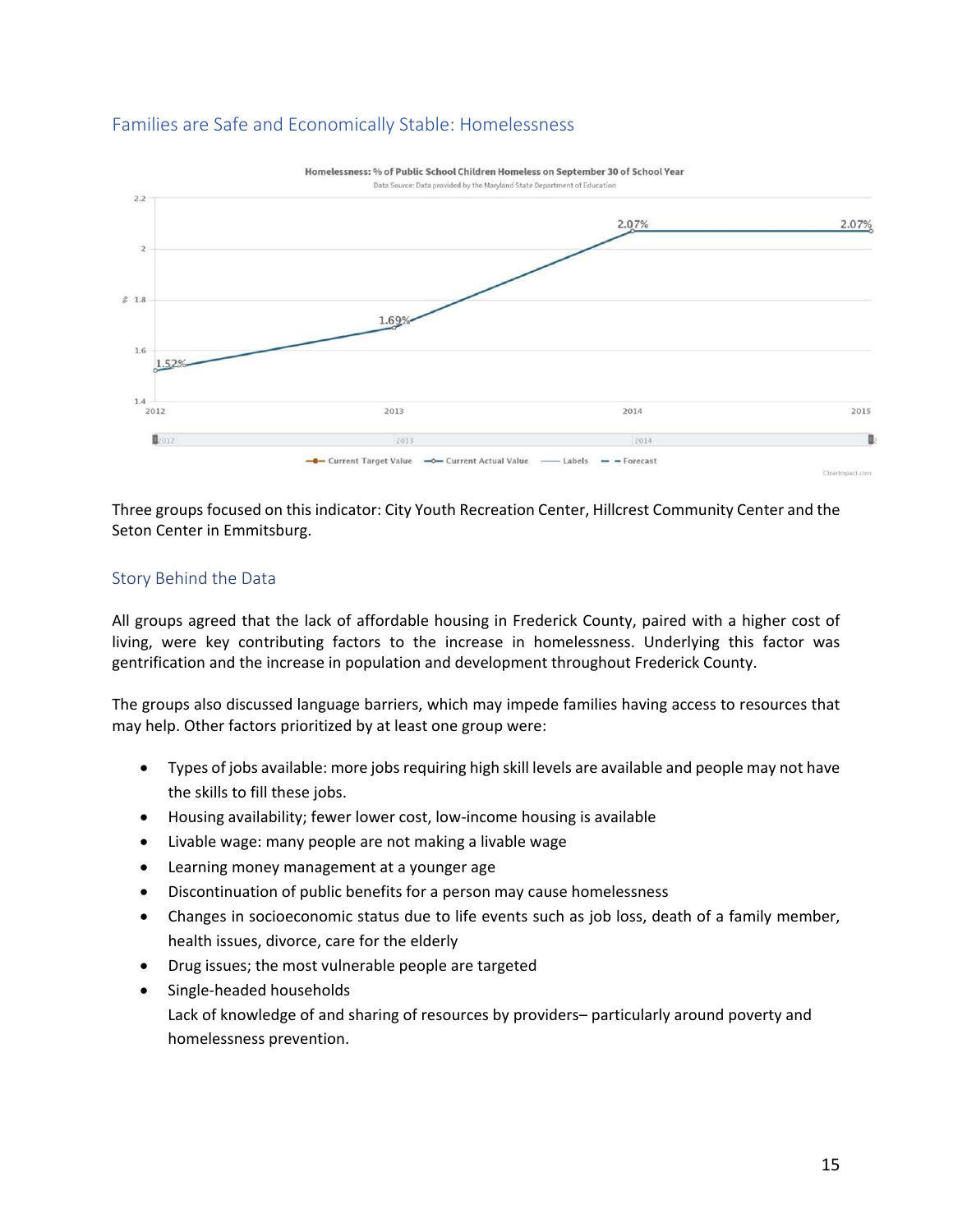## Families are Safe and Economically Stable: Homelessness

Three groups focused on this indicator: City Youth Recreation Center, Hillcrest Community Center and the Seton Center in Emmitsburg.

### Story Behind the Data

All groups agreed that the lack of affordable housing in Frederick County, paired with a higher cost of living, were key contributing factors to the increase in homelessness. Underlying this factor was gentrification and the increase in population and development throughout Frederick County.

The groups also discussed language barriers, which may impede families having access to resources that may help. Other factors prioritized by at least one group were:

- Types of jobs available: more jobs requiring high skill levels are available and people may not have the skills to fill these jobs.
- Housing availability; fewer lower cost, low-income housing is available
- Livable wage: many people are not making a livable wage
- Learning money management at a younger age
- Discontinuation of public benefits for a person may cause homelessness
- Changes in socioeconomic status due to life events such as job loss, death of a family member, health issues, divorce, care for the elderly
- Drug issues; the most vulnerable people are targeted
- Single-headed households

  Lack of knowledge of and sharing of resources by providers– particularly around poverty and homelessness prevention.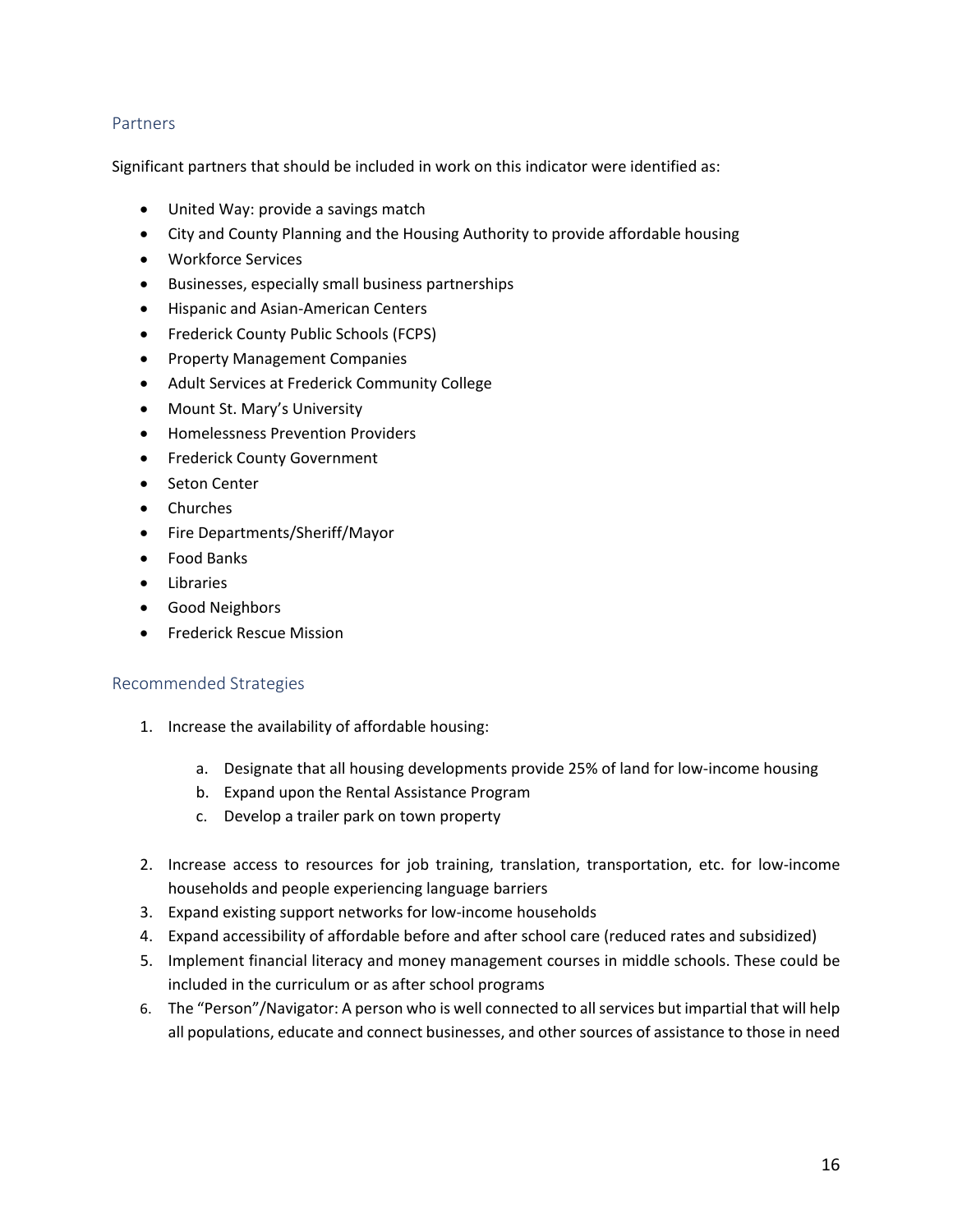## Partners

Significant partners that should be included in work on this indicator were identified as:

- United Way: provide a savings match
- City and County Planning and the Housing Authority to provide affordable housing
- Workforce Services
- Businesses, especially small business partnerships
- Hispanic and Asian-American Centers
- Frederick County Public Schools (FCPS)
- Property Management Companies
- Adult Services at Frederick Community College
- Mount St. Mary's University
- Homelessness Prevention Providers
- Frederick County Government
- Seton Center
- Churches
- Fire Departments/Sheriff/Mayor
- Food Banks
- Libraries
- Good Neighbors
- Frederick Rescue Mission

## Recommended Strategies

1. Increase the availability of affordable housing:
   a. Designate that all housing developments provide 25% of land for low-income housing
   b. Expand upon the Rental Assistance Program
   c. Develop a trailer park on town property
2. Increase access to resources for job training, translation, transportation, etc. for low-income households and people experiencing language barriers
3. Expand existing support networks for low-income households
4. Expand accessibility of affordable before and after school care (reduced rates and subsidized)
5. Implement financial literacy and money management courses in middle schools. These could be included in the curriculum or as after school programs
6. The "Person"/Navigator: A person who is well connected to all services but impartial that will help all populations, educate and connect businesses, and other sources of assistance to those in need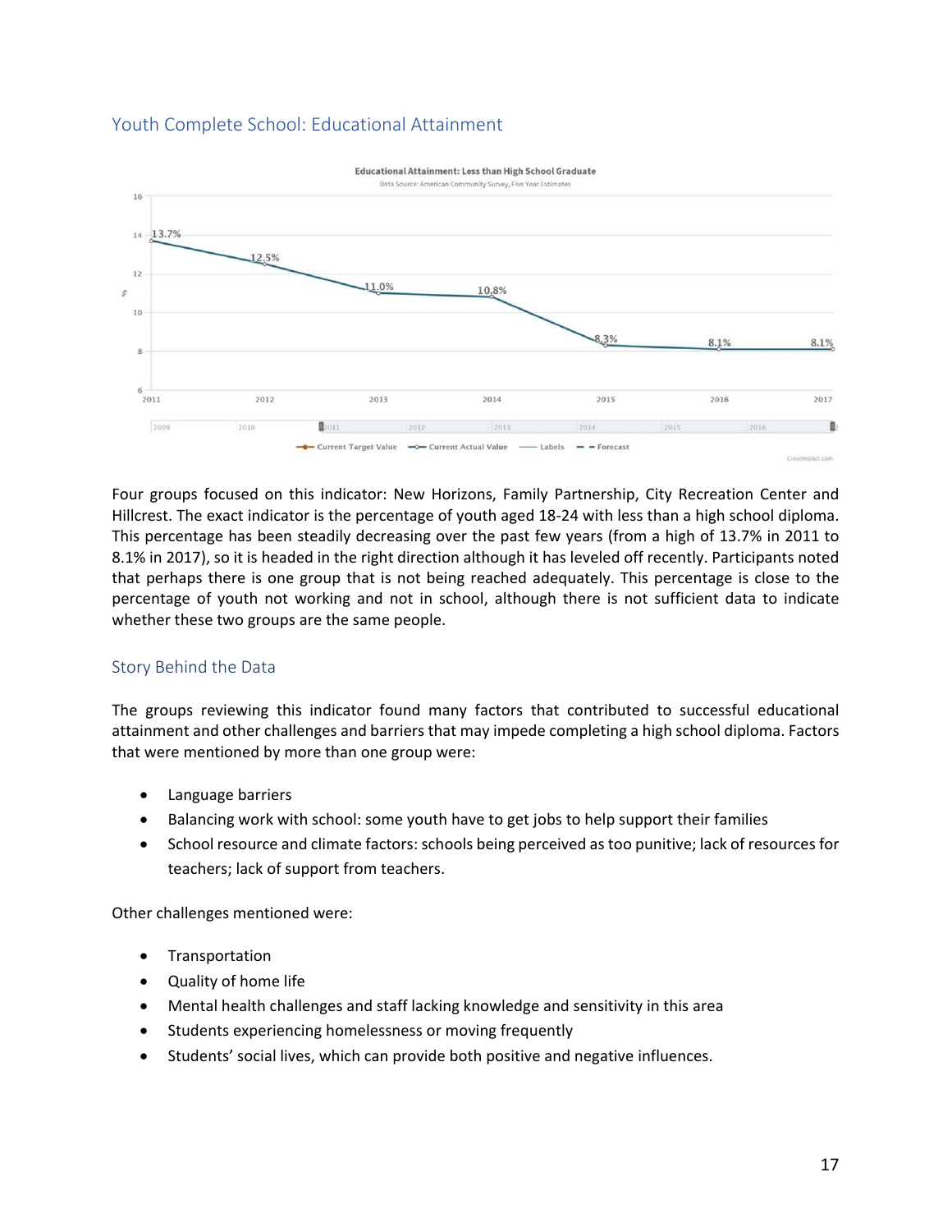## Youth Complete School: Educational Attainment

Four groups focused on this indicator: New Horizons, Family Partnership, City Recreation Center and Hillcrest. The exact indicator is the percentage of youth aged 18-24 with less than a high school diploma. This percentage has been steadily decreasing over the past few years (from a high of 13.7% in 2011 to 8.1% in 2017), so it is headed in the right direction although it has leveled off recently. Participants noted that perhaps there is one group that is not being reached adequately. This percentage is close to the percentage of youth not working and not in school, although there is not sufficient data to indicate whether these two groups are the same people.

### Story Behind the Data

The groups reviewing this indicator found many factors that contributed to successful educational attainment and other challenges and barriers that may impede completing a high school diploma. Factors that were mentioned by more than one group were:

- Language barriers
- Balancing work with school: some youth have to get jobs to help support their families
- School resource and climate factors: schools being perceived as too punitive; lack of resources for teachers; lack of support from teachers.

Other challenges mentioned were:

- Transportation
- Quality of home life
- Mental health challenges and staff lacking knowledge and sensitivity in this area
- Students experiencing homelessness or moving frequently
- Students' social lives, which can provide both positive and negative influences.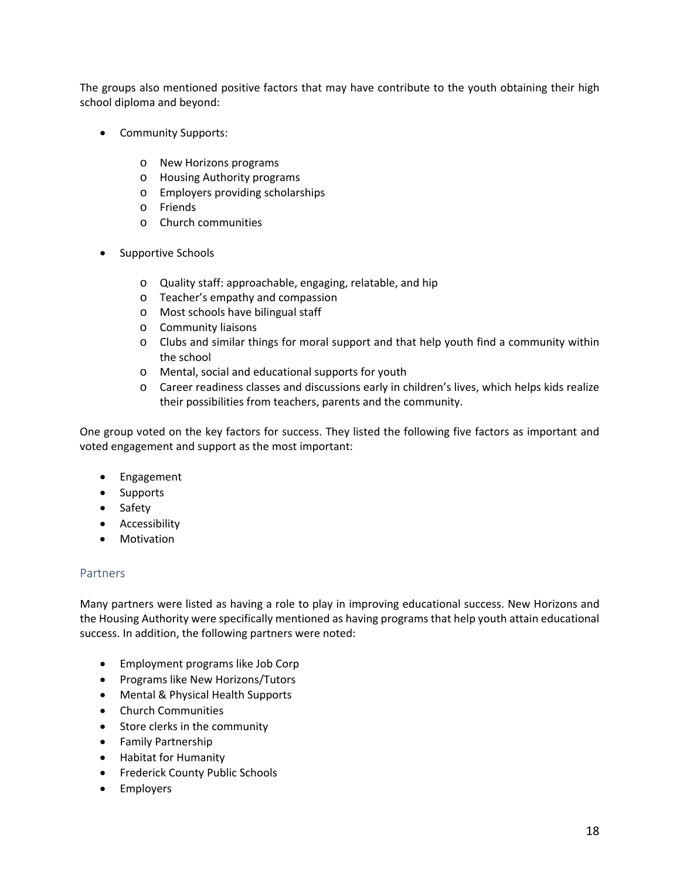The groups also mentioned positive factors that may have contribute to the youth obtaining their high school diploma and beyond:

- Community Supports:
  - New Horizons programs
  - Housing Authority programs
  - Employers providing scholarships
  - Friends
  - Church communities

- Supportive Schools
  - Quality staff: approachable, engaging, relatable, and hip
  - Teacher's empathy and compassion
  - Most schools have bilingual staff
  - Community liaisons
  - Clubs and similar things for moral support and that help youth find a community within the school
  - Mental, social and educational supports for youth
  - Career readiness classes and discussions early in children's lives, which helps kids realize their possibilities from teachers, parents and the community.

One group voted on the key factors for success. They listed the following five factors as important and voted engagement and support as the most important:

- Engagement
- Supports
- Safety
- Accessibility
- Motivation

## Partners

Many partners were listed as having a role to play in improving educational success. New Horizons and the Housing Authority were specifically mentioned as having programs that help youth attain educational success. In addition, the following partners were noted:

- Employment programs like Job Corp
- Programs like New Horizons/Tutors
- Mental & Physical Health Supports
- Church Communities
- Store clerks in the community
- Family Partnership
- Habitat for Humanity
- Frederick County Public Schools
- Employers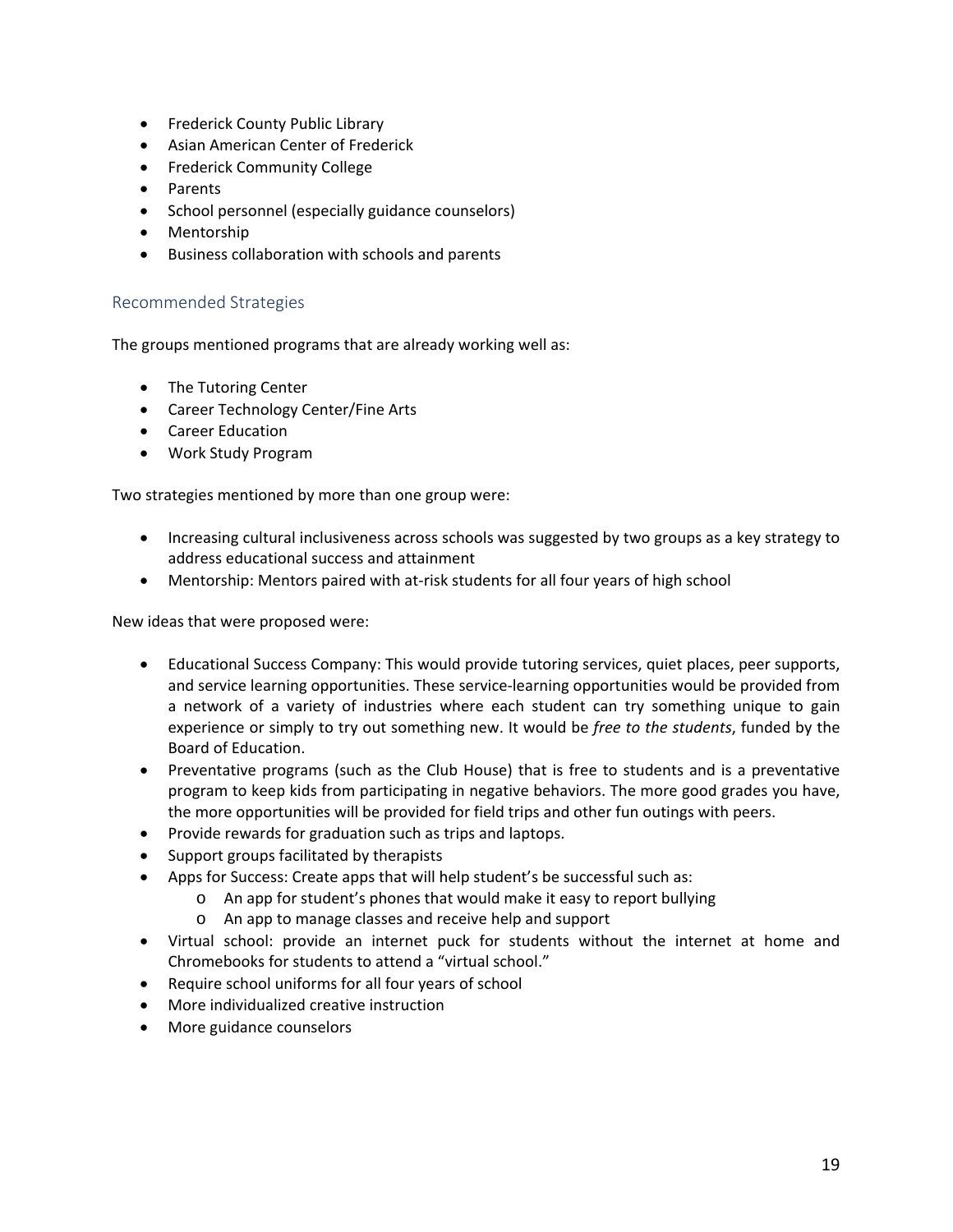- Frederick County Public Library
- Asian American Center of Frederick
- Frederick Community College
- Parents
- School personnel (especially guidance counselors)
- Mentorship
- Business collaboration with schools and parents

## Recommended Strategies

The groups mentioned programs that are already working well as:

- The Tutoring Center
- Career Technology Center/Fine Arts
- Career Education
- Work Study Program

Two strategies mentioned by more than one group were:

- Increasing cultural inclusiveness across schools was suggested by two groups as a key strategy to address educational success and attainment
- Mentorship: Mentors paired with at-risk students for all four years of high school

New ideas that were proposed were:

- Educational Success Company: This would provide tutoring services, quiet places, peer supports, and service learning opportunities. These service-learning opportunities would be provided from a network of a variety of industries where each student can try something unique to gain experience or simply to try out something new. It would be *free to the students*, funded by the Board of Education.
- Preventative programs (such as the Club House) that is free to students and is a preventative program to keep kids from participating in negative behaviors. The more good grades you have, the more opportunities will be provided for field trips and other fun outings with peers.
- Provide rewards for graduation such as trips and laptops.
- Support groups facilitated by therapists
- Apps for Success: Create apps that will help student's be successful such as:
  - An app for student's phones that would make it easy to report bullying
  - An app to manage classes and receive help and support
- Virtual school: provide an internet puck for students without the internet at home and Chromebooks for students to attend a "virtual school."
- Require school uniforms for all four years of school
- More individualized creative instruction
- More guidance counselors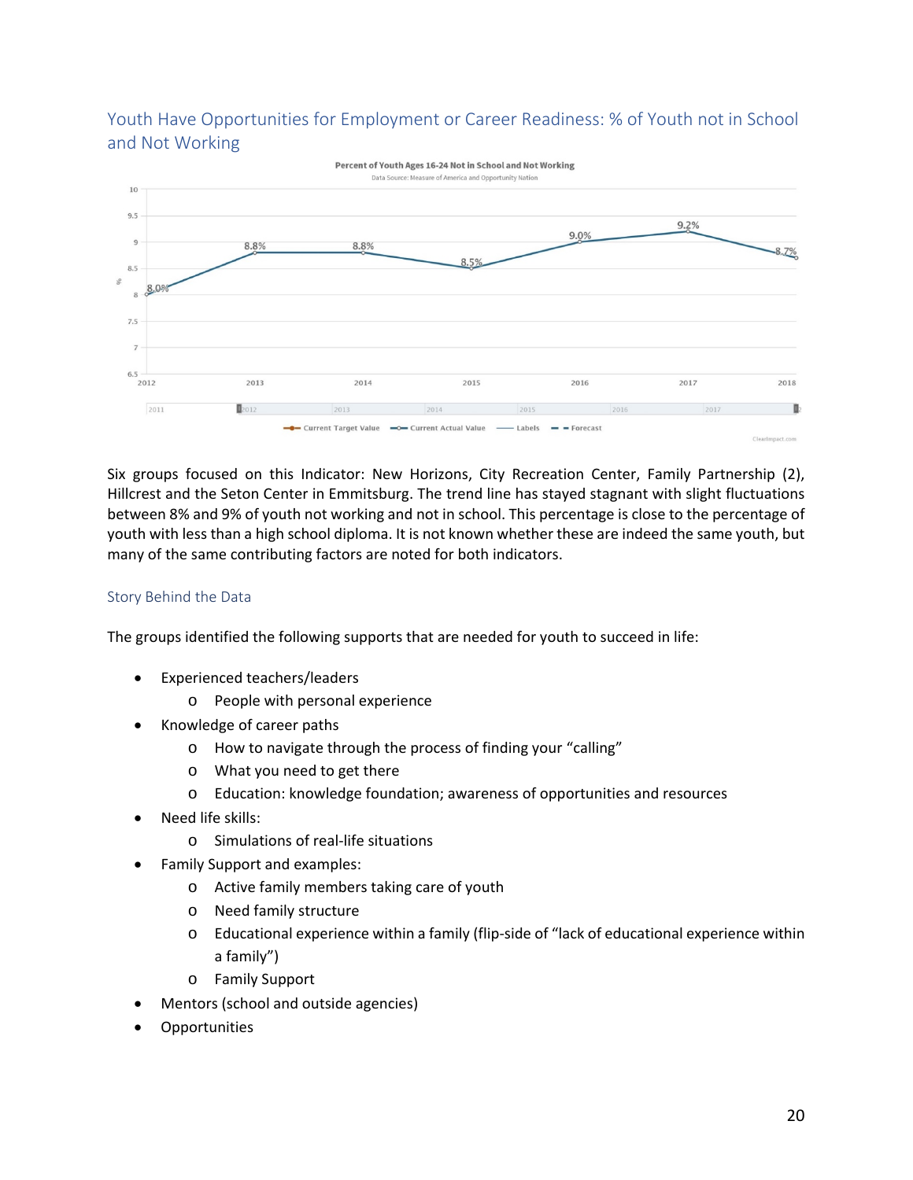## Youth Have Opportunities for Employment or Career Readiness: % of Youth not in School and Not Working

Percent of Youth Ages 16-24 Not in School and Not Working

Data Source: Measure of America and Opportunity Nation

| Year | 2012 | 2013 | 2014 | 2015 | 2016 | 2017 | 2018 |
|---|---|---|---|---|---|---|---|
| % | 8.0% | 8.8% | 8.8% | 8.5% | 9.0% | 9.2% | 8.7% |

Six groups focused on this Indicator: New Horizons, City Recreation Center, Family Partnership (2), Hillcrest and the Seton Center in Emmitsburg. The trend line has stayed stagnant with slight fluctuations between 8% and 9% of youth not working and not in school. This percentage is close to the percentage of youth with less than a high school diploma. It is not known whether these are indeed the same youth, but many of the same contributing factors are noted for both indicators.

### Story Behind the Data

The groups identified the following supports that are needed for youth to succeed in life:

- Experienced teachers/leaders
  - People with personal experience
- Knowledge of career paths
  - How to navigate through the process of finding your "calling"
  - What you need to get there
  - Education: knowledge foundation; awareness of opportunities and resources
- Need life skills:
  - Simulations of real-life situations
- Family Support and examples:
  - Active family members taking care of youth
  - Need family structure
  - Educational experience within a family (flip-side of "lack of educational experience within a family")
  - Family Support
- Mentors (school and outside agencies)
- Opportunities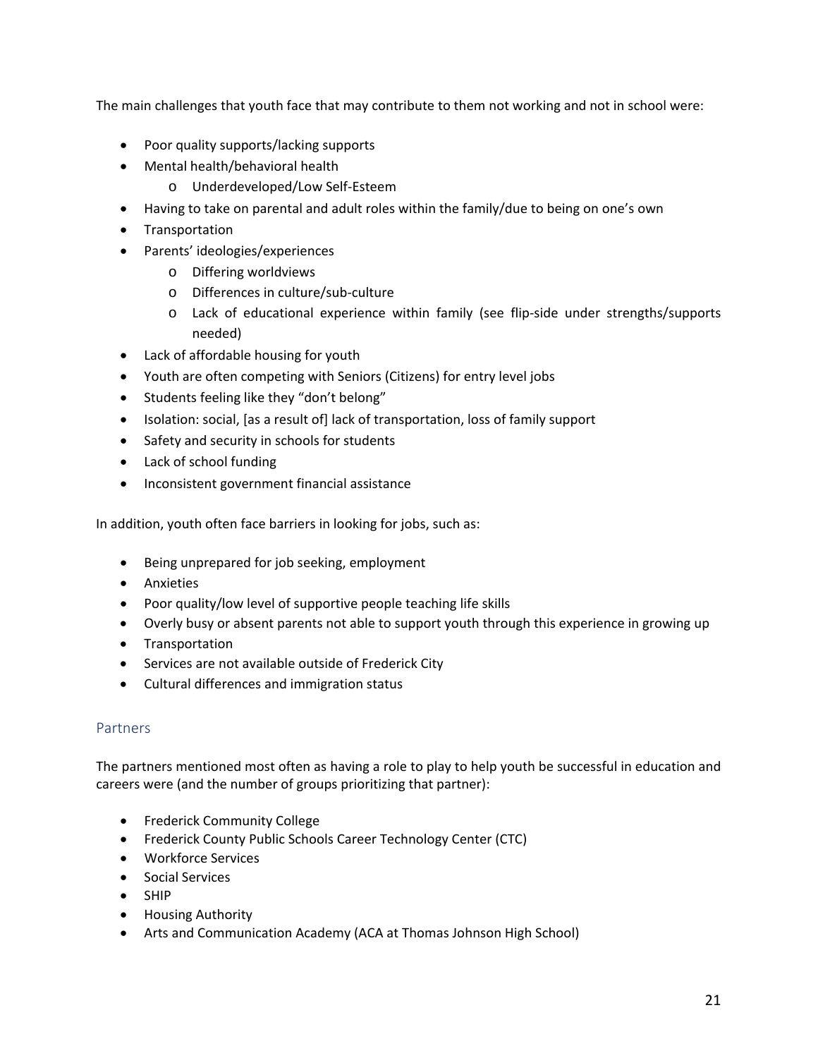The main challenges that youth face that may contribute to them not working and not in school were:

- Poor quality supports/lacking supports
- Mental health/behavioral health
  - Underdeveloped/Low Self-Esteem
- Having to take on parental and adult roles within the family/due to being on one's own
- Transportation
- Parents' ideologies/experiences
  - Differing worldviews
  - Differences in culture/sub-culture
  - Lack of educational experience within family (see flip-side under strengths/supports needed)
- Lack of affordable housing for youth
- Youth are often competing with Seniors (Citizens) for entry level jobs
- Students feeling like they "don't belong"
- Isolation: social, [as a result of] lack of transportation, loss of family support
- Safety and security in schools for students
- Lack of school funding
- Inconsistent government financial assistance

In addition, youth often face barriers in looking for jobs, such as:

- Being unprepared for job seeking, employment
- Anxieties
- Poor quality/low level of supportive people teaching life skills
- Overly busy or absent parents not able to support youth through this experience in growing up
- Transportation
- Services are not available outside of Frederick City
- Cultural differences and immigration status

## Partners

The partners mentioned most often as having a role to play to help youth be successful in education and careers were (and the number of groups prioritizing that partner):

- Frederick Community College
- Frederick County Public Schools Career Technology Center (CTC)
- Workforce Services
- Social Services
- SHIP
- Housing Authority
- Arts and Communication Academy (ACA at Thomas Johnson High School)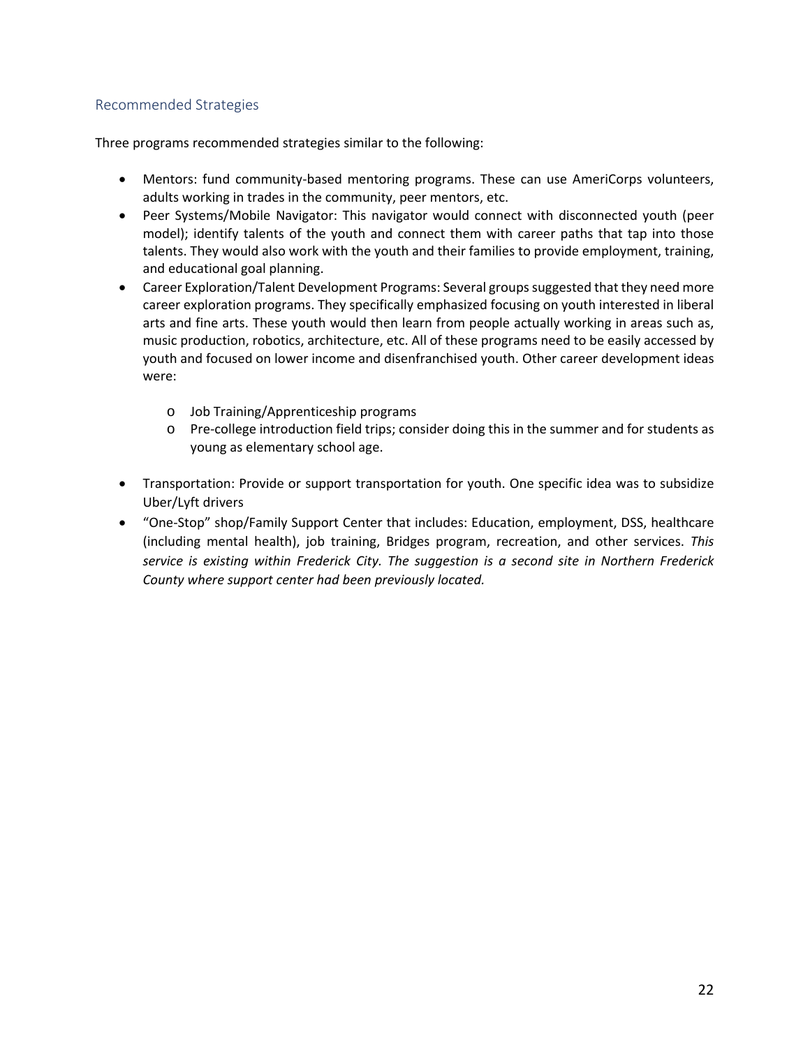## Recommended Strategies

Three programs recommended strategies similar to the following:

- Mentors: fund community-based mentoring programs. These can use AmeriCorps volunteers, adults working in trades in the community, peer mentors, etc.
- Peer Systems/Mobile Navigator: This navigator would connect with disconnected youth (peer model); identify talents of the youth and connect them with career paths that tap into those talents. They would also work with the youth and their families to provide employment, training, and educational goal planning.
- Career Exploration/Talent Development Programs: Several groups suggested that they need more career exploration programs. They specifically emphasized focusing on youth interested in liberal arts and fine arts. These youth would then learn from people actually working in areas such as, music production, robotics, architecture, etc. All of these programs need to be easily accessed by youth and focused on lower income and disenfranchised youth. Other career development ideas were:
    - Job Training/Apprenticeship programs
    - Pre-college introduction field trips; consider doing this in the summer and for students as young as elementary school age.
- Transportation: Provide or support transportation for youth. One specific idea was to subsidize Uber/Lyft drivers
- "One-Stop" shop/Family Support Center that includes: Education, employment, DSS, healthcare (including mental health), job training, Bridges program, recreation, and other services. *This service is existing within Frederick City. The suggestion is a second site in Northern Frederick County where support center had been previously located.*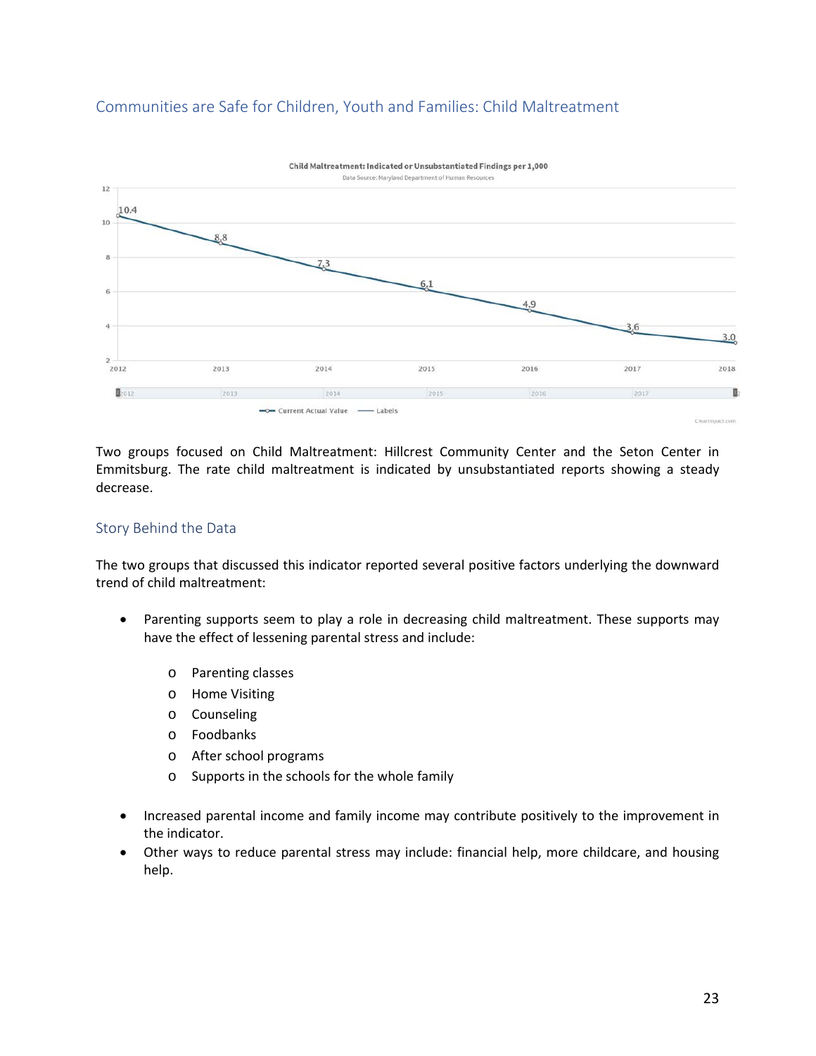## Communities are Safe for Children, Youth and Families: Child Maltreatment

**Child Maltreatment: Indicated or Unsubstantiated Findings per 1,000**

Data Source: Maryland Department of Human Resources

| Year | 2012 | 2013 | 2014 | 2015 | 2016 | 2017 | 2018 |
|---|---|---|---|---|---|---|---|
| Current Actual Value | 10.4 | 8.8 | 7.3 | 6.1 | 4.9 | 3.6 | 3.0 |

Two groups focused on Child Maltreatment: Hillcrest Community Center and the Seton Center in Emmitsburg. The rate child maltreatment is indicated by unsubstantiated reports showing a steady decrease.

### Story Behind the Data

The two groups that discussed this indicator reported several positive factors underlying the downward trend of child maltreatment:

- Parenting supports seem to play a role in decreasing child maltreatment. These supports may have the effect of lessening parental stress and include:
    - Parenting classes
    - Home Visiting
    - Counseling
    - Foodbanks
    - After school programs
    - Supports in the schools for the whole family

- Increased parental income and family income may contribute positively to the improvement in the indicator.
- Other ways to reduce parental stress may include: financial help, more childcare, and housing help.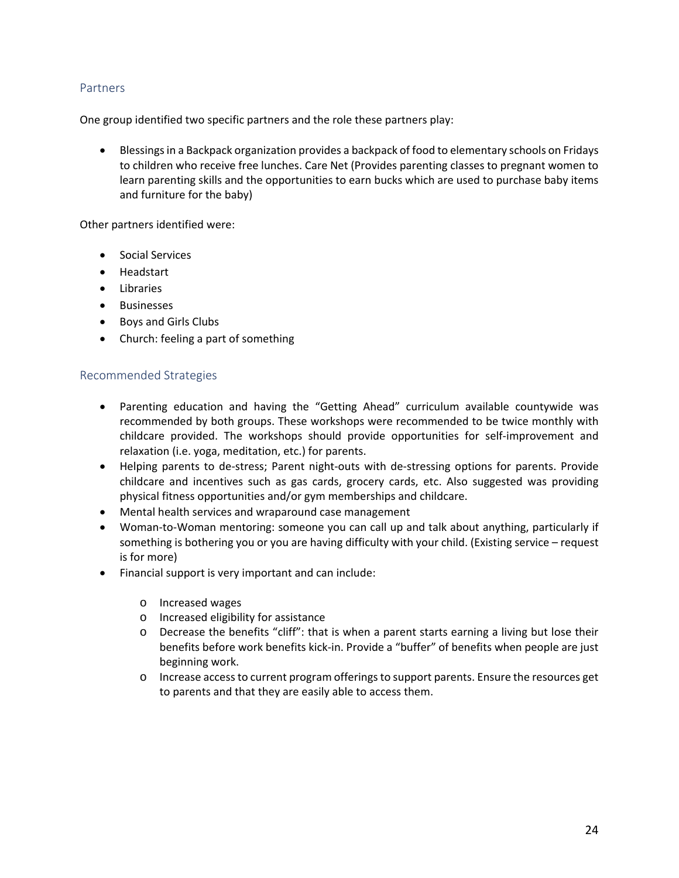## Partners

One group identified two specific partners and the role these partners play:

- Blessings in a Backpack organization provides a backpack of food to elementary schools on Fridays to children who receive free lunches. Care Net (Provides parenting classes to pregnant women to learn parenting skills and the opportunities to earn bucks which are used to purchase baby items and furniture for the baby)

Other partners identified were:

- Social Services
- Headstart
- Libraries
- Businesses
- Boys and Girls Clubs
- Church: feeling a part of something

## Recommended Strategies

- Parenting education and having the "Getting Ahead" curriculum available countywide was recommended by both groups. These workshops were recommended to be twice monthly with childcare provided. The workshops should provide opportunities for self-improvement and relaxation (i.e. yoga, meditation, etc.) for parents.
- Helping parents to de-stress; Parent night-outs with de-stressing options for parents. Provide childcare and incentives such as gas cards, grocery cards, etc. Also suggested was providing physical fitness opportunities and/or gym memberships and childcare.
- Mental health services and wraparound case management
- Woman-to-Woman mentoring: someone you can call up and talk about anything, particularly if something is bothering you or you are having difficulty with your child. (Existing service – request is for more)
- Financial support is very important and can include:
  - Increased wages
  - Increased eligibility for assistance
  - Decrease the benefits "cliff": that is when a parent starts earning a living but lose their benefits before work benefits kick-in. Provide a "buffer" of benefits when people are just beginning work.
  - Increase access to current program offerings to support parents. Ensure the resources get to parents and that they are easily able to access them.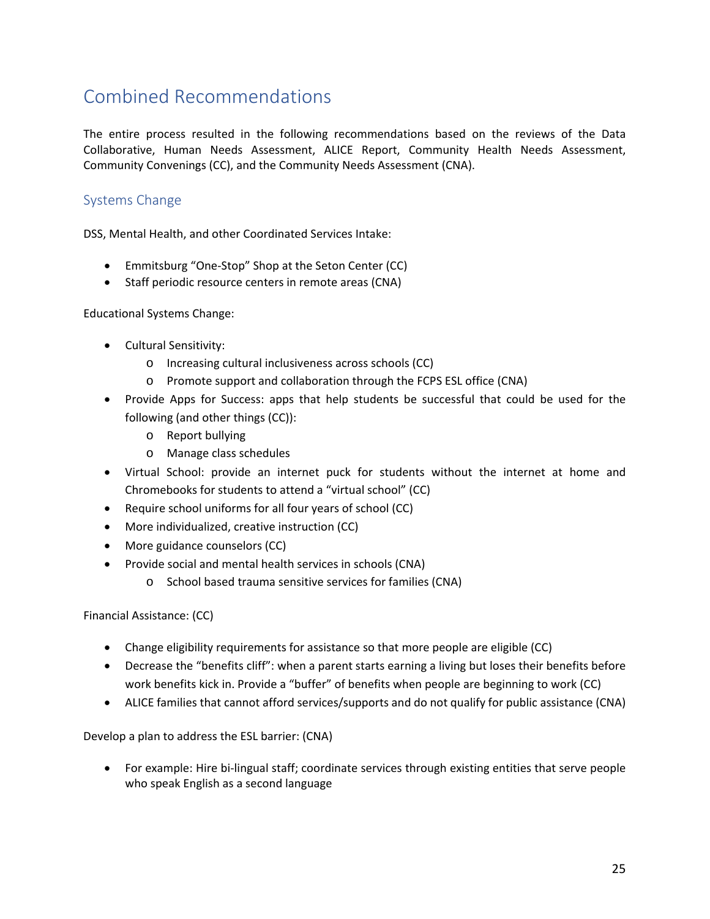# Combined Recommendations

The entire process resulted in the following recommendations based on the reviews of the Data Collaborative, Human Needs Assessment, ALICE Report, Community Health Needs Assessment, Community Convenings (CC), and the Community Needs Assessment (CNA).

## Systems Change

DSS, Mental Health, and other Coordinated Services Intake:

- Emmitsburg "One-Stop" Shop at the Seton Center (CC)
- Staff periodic resource centers in remote areas (CNA)

Educational Systems Change:

- Cultural Sensitivity:
  - Increasing cultural inclusiveness across schools (CC)
  - Promote support and collaboration through the FCPS ESL office (CNA)
- Provide Apps for Success: apps that help students be successful that could be used for the following (and other things (CC)):
  - Report bullying
  - Manage class schedules
- Virtual School: provide an internet puck for students without the internet at home and Chromebooks for students to attend a "virtual school" (CC)
- Require school uniforms for all four years of school (CC)
- More individualized, creative instruction (CC)
- More guidance counselors (CC)
- Provide social and mental health services in schools (CNA)
  - School based trauma sensitive services for families (CNA)

Financial Assistance: (CC)

- Change eligibility requirements for assistance so that more people are eligible (CC)
- Decrease the "benefits cliff": when a parent starts earning a living but loses their benefits before work benefits kick in. Provide a "buffer" of benefits when people are beginning to work (CC)
- ALICE families that cannot afford services/supports and do not qualify for public assistance (CNA)

Develop a plan to address the ESL barrier: (CNA)

- For example: Hire bi-lingual staff; coordinate services through existing entities that serve people who speak English as a second language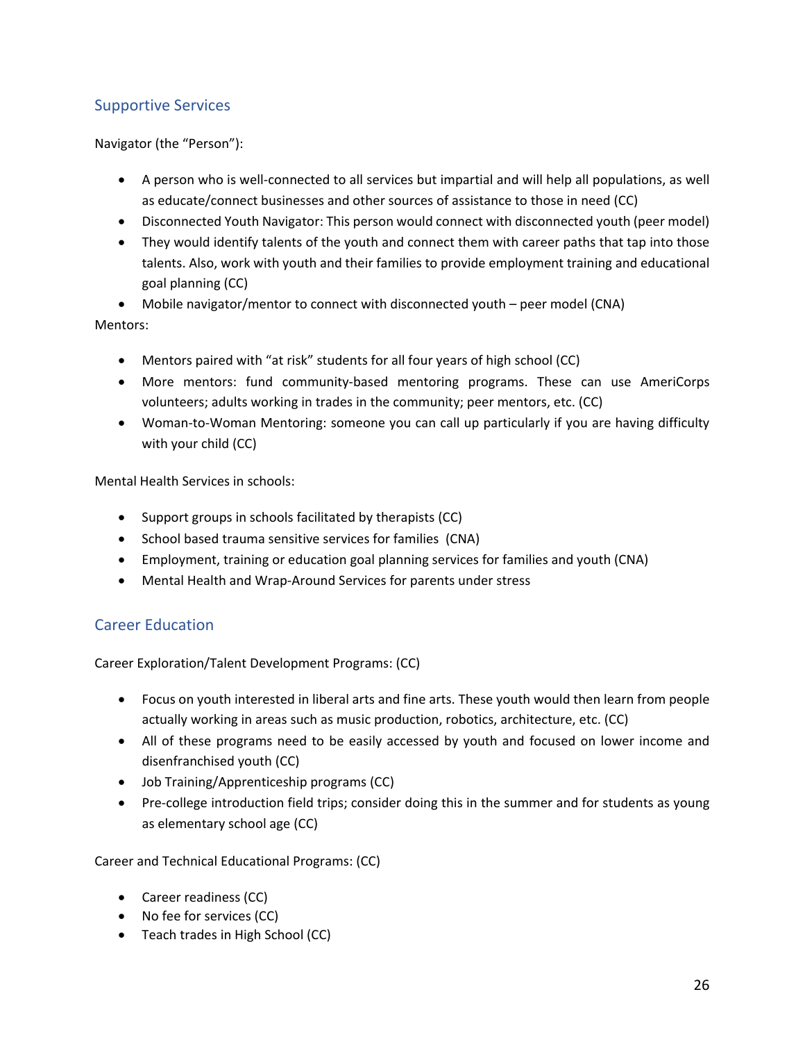## Supportive Services

Navigator (the "Person"):

- A person who is well-connected to all services but impartial and will help all populations, as well as educate/connect businesses and other sources of assistance to those in need (CC)
- Disconnected Youth Navigator: This person would connect with disconnected youth (peer model)
- They would identify talents of the youth and connect them with career paths that tap into those talents. Also, work with youth and their families to provide employment training and educational goal planning (CC)
- Mobile navigator/mentor to connect with disconnected youth – peer model (CNA)

Mentors:

- Mentors paired with "at risk" students for all four years of high school (CC)
- More mentors: fund community-based mentoring programs. These can use AmeriCorps volunteers; adults working in trades in the community; peer mentors, etc. (CC)
- Woman-to-Woman Mentoring: someone you can call up particularly if you are having difficulty with your child (CC)

Mental Health Services in schools:

- Support groups in schools facilitated by therapists (CC)
- School based trauma sensitive services for families (CNA)
- Employment, training or education goal planning services for families and youth (CNA)
- Mental Health and Wrap-Around Services for parents under stress

## Career Education

Career Exploration/Talent Development Programs: (CC)

- Focus on youth interested in liberal arts and fine arts. These youth would then learn from people actually working in areas such as music production, robotics, architecture, etc. (CC)
- All of these programs need to be easily accessed by youth and focused on lower income and disenfranchised youth (CC)
- Job Training/Apprenticeship programs (CC)
- Pre-college introduction field trips; consider doing this in the summer and for students as young as elementary school age (CC)

Career and Technical Educational Programs: (CC)

- Career readiness (CC)
- No fee for services (CC)
- Teach trades in High School (CC)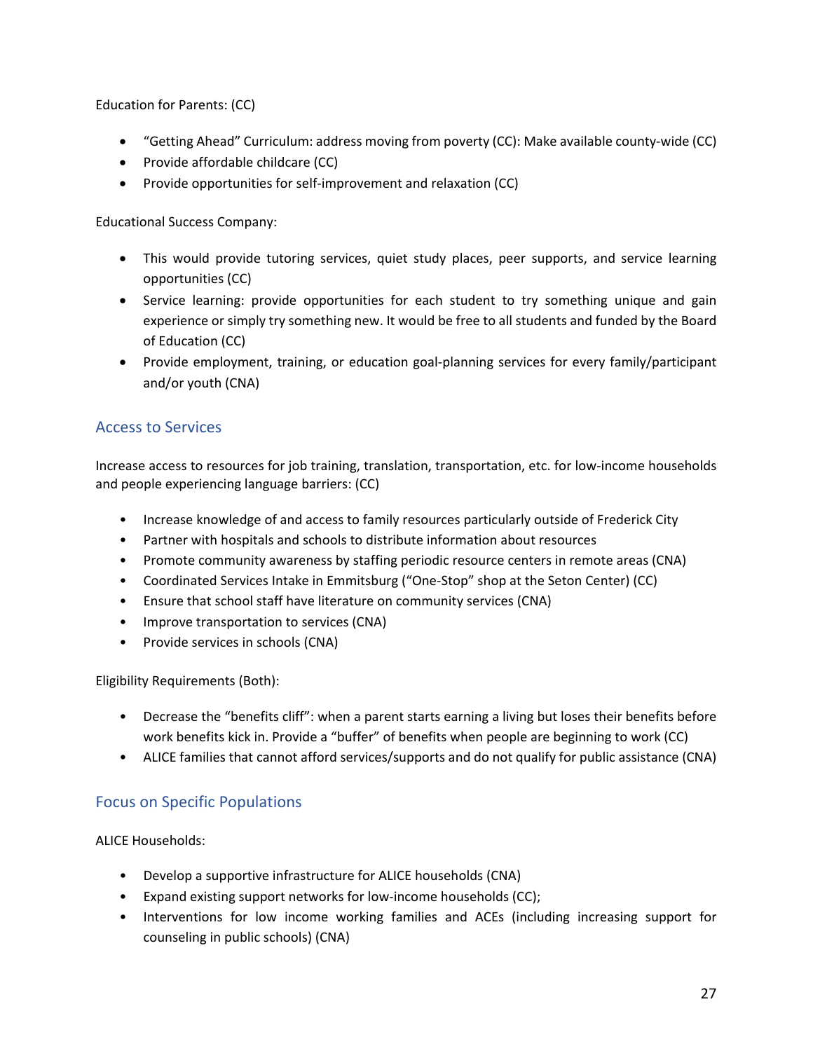Education for Parents: (CC)

- "Getting Ahead" Curriculum: address moving from poverty (CC): Make available county-wide (CC)
- Provide affordable childcare (CC)
- Provide opportunities for self-improvement and relaxation (CC)

Educational Success Company:

- This would provide tutoring services, quiet study places, peer supports, and service learning opportunities (CC)
- Service learning: provide opportunities for each student to try something unique and gain experience or simply try something new. It would be free to all students and funded by the Board of Education (CC)
- Provide employment, training, or education goal-planning services for every family/participant and/or youth (CNA)

## Access to Services

Increase access to resources for job training, translation, transportation, etc. for low-income households and people experiencing language barriers: (CC)

- Increase knowledge of and access to family resources particularly outside of Frederick City
- Partner with hospitals and schools to distribute information about resources
- Promote community awareness by staffing periodic resource centers in remote areas (CNA)
- Coordinated Services Intake in Emmitsburg ("One-Stop" shop at the Seton Center) (CC)
- Ensure that school staff have literature on community services (CNA)
- Improve transportation to services (CNA)
- Provide services in schools (CNA)

Eligibility Requirements (Both):

- Decrease the "benefits cliff": when a parent starts earning a living but loses their benefits before work benefits kick in. Provide a "buffer" of benefits when people are beginning to work (CC)
- ALICE families that cannot afford services/supports and do not qualify for public assistance (CNA)

## Focus on Specific Populations

ALICE Households:

- Develop a supportive infrastructure for ALICE households (CNA)
- Expand existing support networks for low-income households (CC);
- Interventions for low income working families and ACEs (including increasing support for counseling in public schools) (CNA)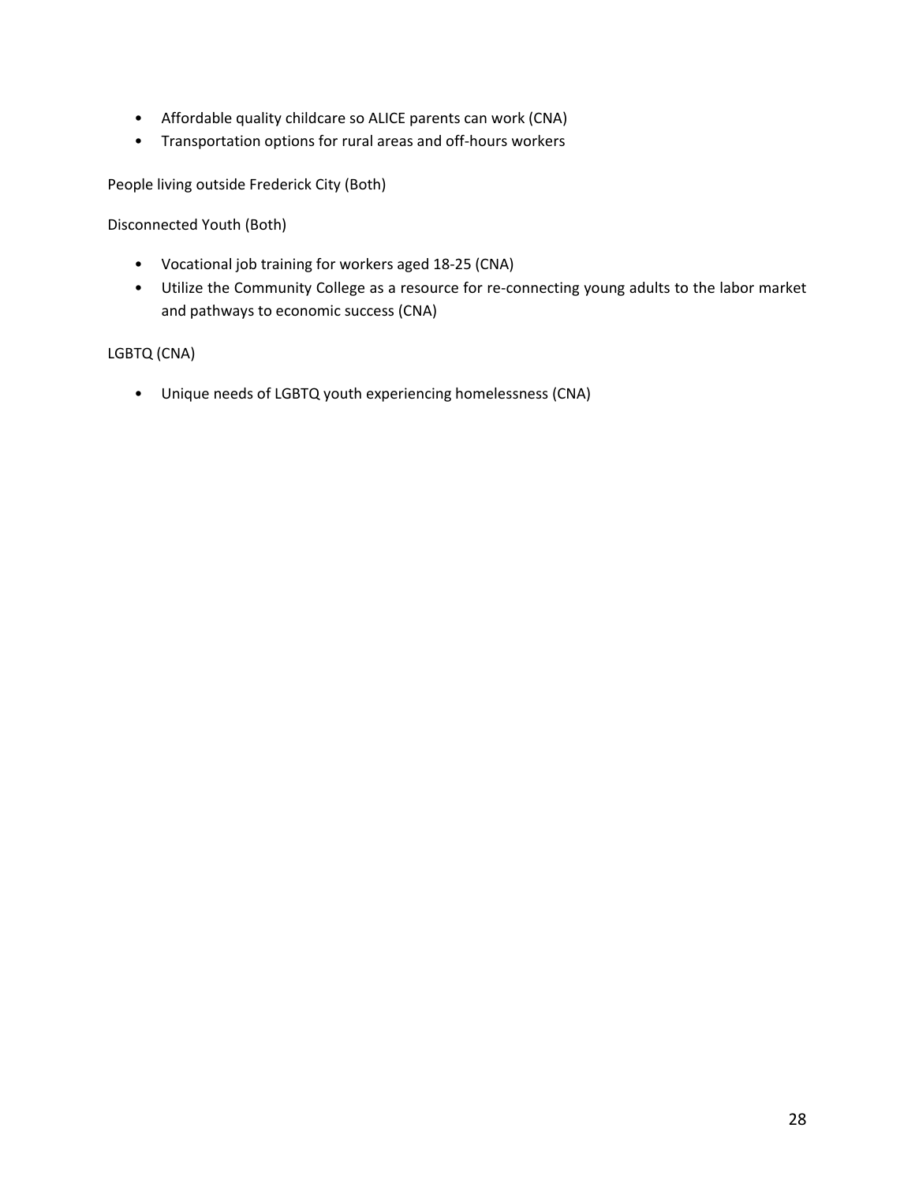- Affordable quality childcare so ALICE parents can work (CNA)
- Transportation options for rural areas and off-hours workers

People living outside Frederick City (Both)

Disconnected Youth (Both)

- Vocational job training for workers aged 18-25 (CNA)
- Utilize the Community College as a resource for re-connecting young adults to the labor market and pathways to economic success (CNA)

LGBTQ (CNA)

- Unique needs of LGBTQ youth experiencing homelessness (CNA)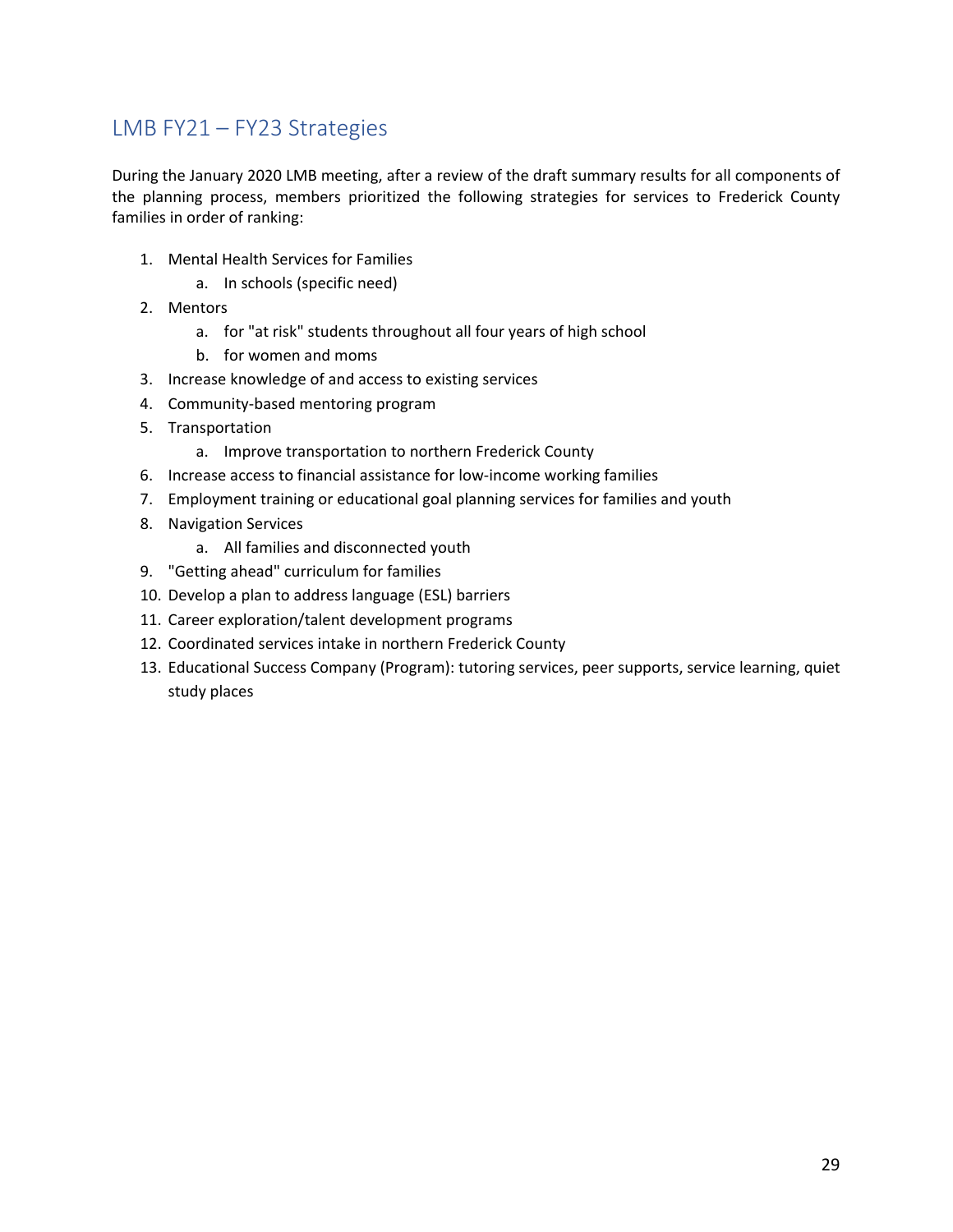## LMB FY21 – FY23 Strategies

During the January 2020 LMB meeting, after a review of the draft summary results for all components of the planning process, members prioritized the following strategies for services to Frederick County families in order of ranking:

1. Mental Health Services for Families
    a. In schools (specific need)
2. Mentors
    a. for "at risk" students throughout all four years of high school
    b. for women and moms
3. Increase knowledge of and access to existing services
4. Community-based mentoring program
5. Transportation
    a. Improve transportation to northern Frederick County
6. Increase access to financial assistance for low-income working families
7. Employment training or educational goal planning services for families and youth
8. Navigation Services
    a. All families and disconnected youth
9. "Getting ahead" curriculum for families
10. Develop a plan to address language (ESL) barriers
11. Career exploration/talent development programs
12. Coordinated services intake in northern Frederick County
13. Educational Success Company (Program): tutoring services, peer supports, service learning, quiet study places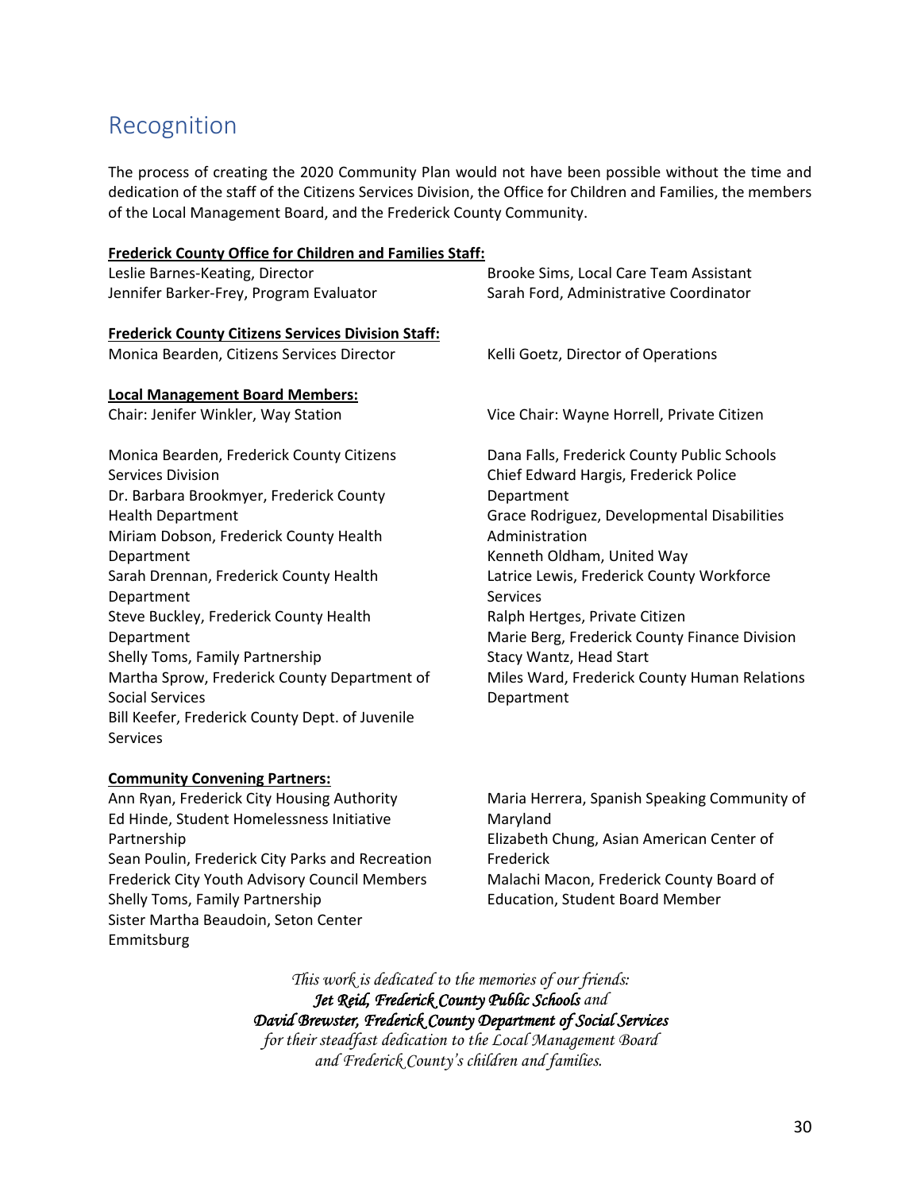## Recognition

The process of creating the 2020 Community Plan would not have been possible without the time and dedication of the staff of the Citizens Services Division, the Office for Children and Families, the members of the Local Management Board, and the Frederick County Community.

**Frederick County Office for Children and Families Staff:**

Leslie Barnes-Keating, Director
Jennifer Barker-Frey, Program Evaluator
Brooke Sims, Local Care Team Assistant
Sarah Ford, Administrative Coordinator

**Frederick County Citizens Services Division Staff:**

Monica Bearden, Citizens Services Director
Kelli Goetz, Director of Operations

**Local Management Board Members:**

Chair: Jenifer Winkler, Way Station
Vice Chair: Wayne Horrell, Private Citizen

Monica Bearden, Frederick County Citizens Services Division
Dr. Barbara Brookmyer, Frederick County Health Department
Miriam Dobson, Frederick County Health Department
Sarah Drennan, Frederick County Health Department
Steve Buckley, Frederick County Health Department
Shelly Toms, Family Partnership
Martha Sprow, Frederick County Department of Social Services
Bill Keefer, Frederick County Dept. of Juvenile Services
Dana Falls, Frederick County Public Schools
Chief Edward Hargis, Frederick Police Department
Grace Rodriguez, Developmental Disabilities Administration
Kenneth Oldham, United Way
Latrice Lewis, Frederick County Workforce Services
Ralph Hertges, Private Citizen
Marie Berg, Frederick County Finance Division
Stacy Wantz, Head Start
Miles Ward, Frederick County Human Relations Department

**Community Convening Partners:**

Ann Ryan, Frederick City Housing Authority
Ed Hinde, Student Homelessness Initiative Partnership
Sean Poulin, Frederick City Parks and Recreation
Frederick City Youth Advisory Council Members
Shelly Toms, Family Partnership
Sister Martha Beaudoin, Seton Center Emmitsburg
Maria Herrera, Spanish Speaking Community of Maryland
Elizabeth Chung, Asian American Center of Frederick
Malachi Macon, Frederick County Board of Education, Student Board Member

*This work is dedicated to the memories of our friends:*
***Jet Reid, Frederick County Public Schools*** *and*
***David Brewster, Frederick County Department of Social Services***
*for their steadfast dedication to the Local Management Board and Frederick County's children and families.*